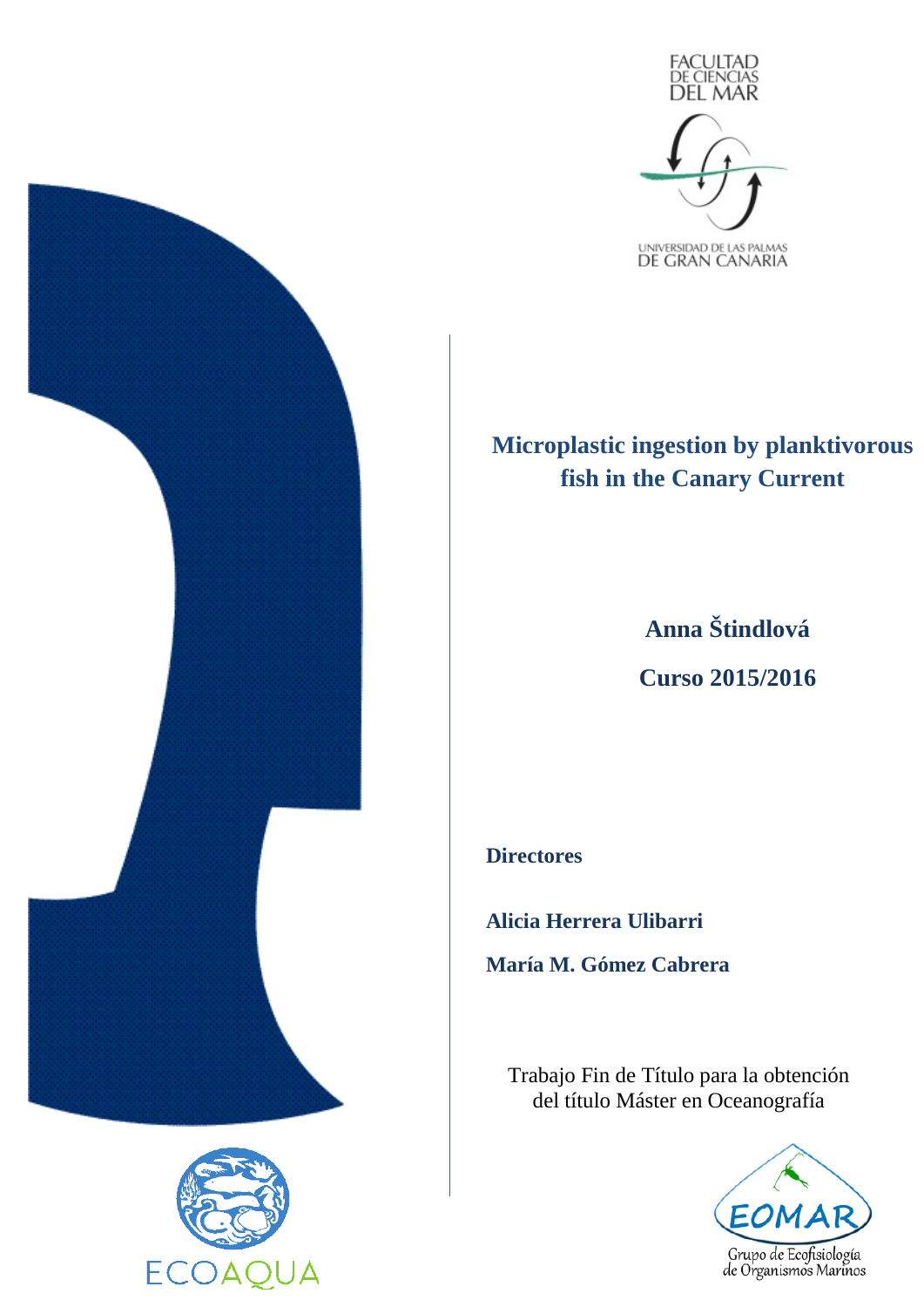FACULTAD DE CIENCIAS DEL MAR

UNIVERSIDAD DE LAS PALMAS DE GRAN CANARIA

# Microplastic ingestion by planktivorous fish in the Canary Current

**Anna Štindlová**

**Curso 2015/2016**

**Directores**

**Alicia Herrera Ulibarri**

**María M. Gómez Cabrera**

Trabajo Fin de Título para la obtención del título Máster en Oceanografía

ECOAQUA

EOMAR Grupo de Ecofisiología de Organismos Marinos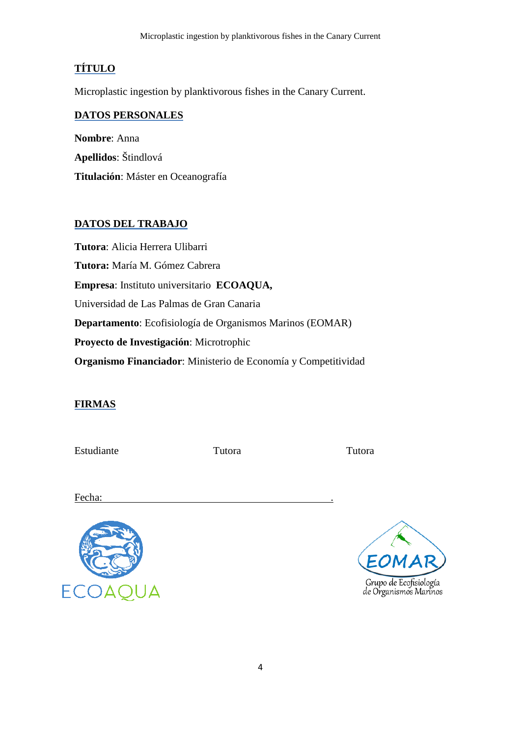## TÍTULO

Microplastic ingestion by planktivorous fishes in the Canary Current.

## DATOS PERSONALES

**Nombre**: Anna

**Apellidos**: Štindlová

**Titulación**: Máster en Oceanografía

## DATOS DEL TRABAJO

**Tutora**: Alicia Herrera Ulibarri

**Tutora:** María M. Gómez Cabrera

**Empresa**: Instituto universitario **ECOAQUA,**

Universidad de Las Palmas de Gran Canaria

**Departamento**: Ecofisiología de Organismos Marinos (EOMAR)

**Proyecto de Investigación**: Microtrophic

**Organismo Financiador**: Ministerio de Economía y Competitividad

## FIRMAS

Estudiante Tutora Tutora

Fecha: ______________________________________________.

ECOAQUA

EOMAR
Grupo de Ecofisiología de Organismos Marinos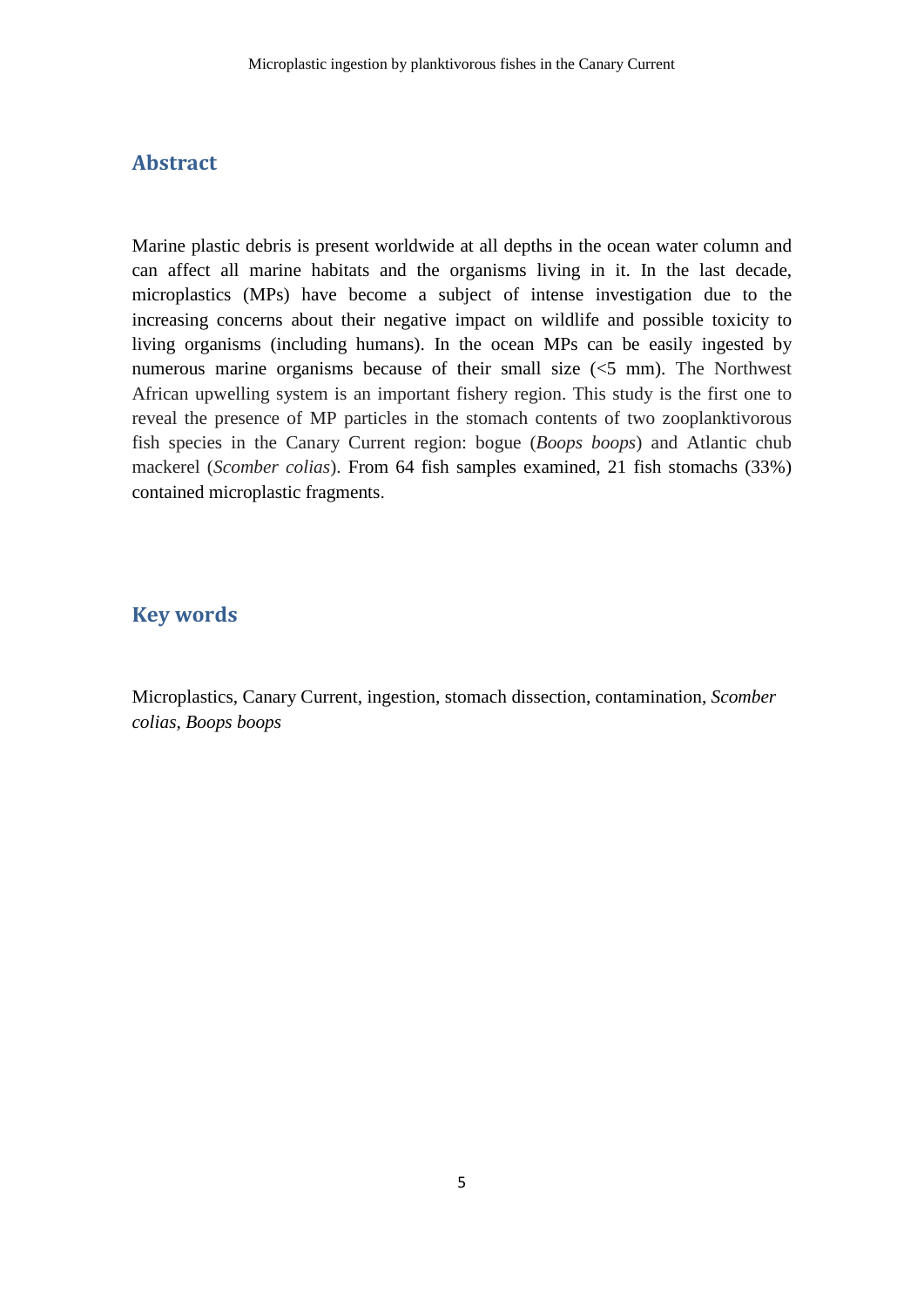## Abstract

Marine plastic debris is present worldwide at all depths in the ocean water column and can affect all marine habitats and the organisms living in it. In the last decade, microplastics (MPs) have become a subject of intense investigation due to the increasing concerns about their negative impact on wildlife and possible toxicity to living organisms (including humans). In the ocean MPs can be easily ingested by numerous marine organisms because of their small size (<5 mm). The Northwest African upwelling system is an important fishery region. This study is the first one to reveal the presence of MP particles in the stomach contents of two zooplanktivorous fish species in the Canary Current region: bogue (*Boops boops*) and Atlantic chub mackerel (*Scomber colias*). From 64 fish samples examined, 21 fish stomachs (33%) contained microplastic fragments.

## Key words

Microplastics, Canary Current, ingestion, stomach dissection, contamination, *Scomber colias, Boops boops*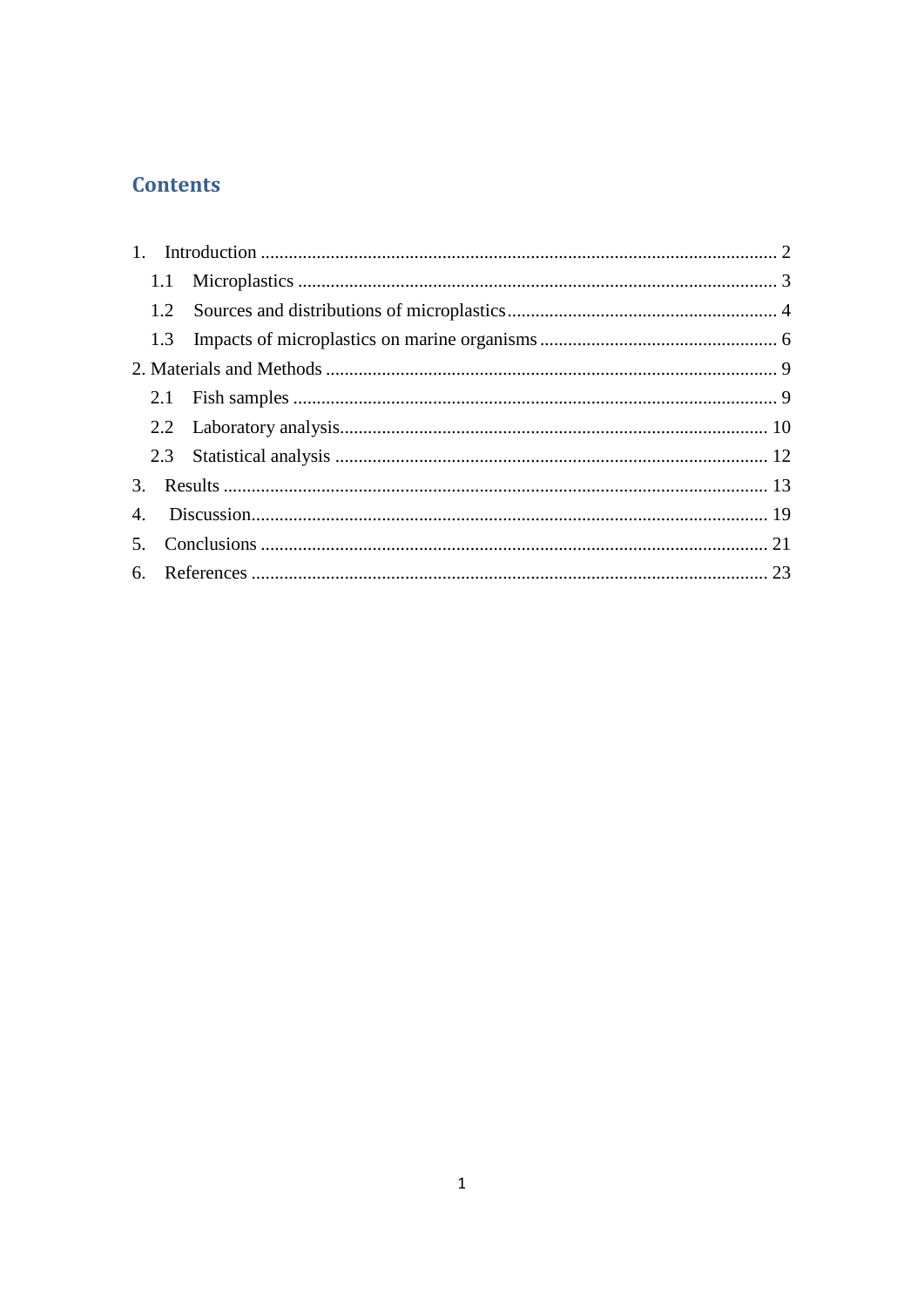# Contents

1. Introduction .............................................................................................................. 2
   1.1 Microplastics ..................................................................................................... 3
   1.2 Sources and distributions of microplastics.......................................................... 4
   1.3 Impacts of microplastics on marine organisms ................................................... 6
2. Materials and Methods ................................................................................................ 9
   2.1 Fish samples ....................................................................................................... 9
   2.2 Laboratory analysis........................................................................................... 10
   2.3 Statistical analysis ............................................................................................ 12
3. Results .................................................................................................................... 13
4. Discussion.............................................................................................................. 19
5. Conclusions ............................................................................................................ 21
6. References ............................................................................................................. 23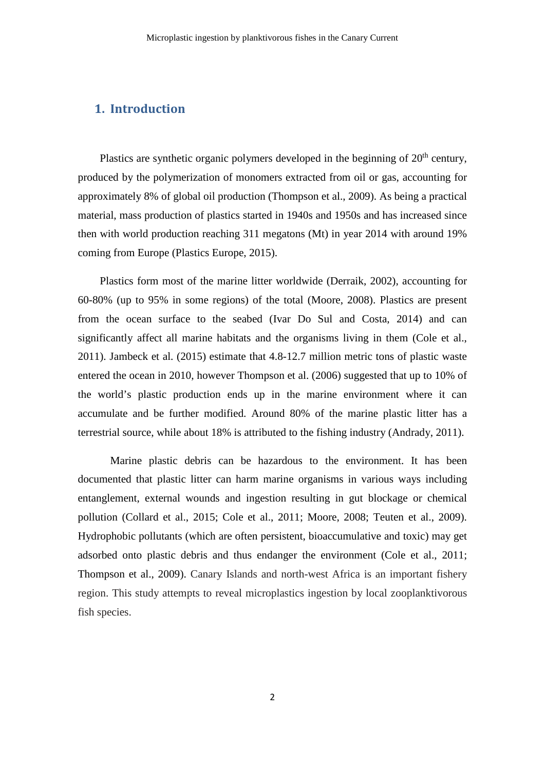# 1. Introduction

Plastics are synthetic organic polymers developed in the beginning of $20^{th}$ century, produced by the polymerization of monomers extracted from oil or gas, accounting for approximately 8% of global oil production (Thompson et al., 2009). As being a practical material, mass production of plastics started in 1940s and 1950s and has increased since then with world production reaching 311 megatons (Mt) in year 2014 with around 19% coming from Europe (Plastics Europe, 2015).

Plastics form most of the marine litter worldwide (Derraik, 2002), accounting for 60-80% (up to 95% in some regions) of the total (Moore, 2008). Plastics are present from the ocean surface to the seabed (Ivar Do Sul and Costa, 2014) and can significantly affect all marine habitats and the organisms living in them (Cole et al., 2011). Jambeck et al. (2015) estimate that 4.8-12.7 million metric tons of plastic waste entered the ocean in 2010, however Thompson et al. (2006) suggested that up to 10% of the world's plastic production ends up in the marine environment where it can accumulate and be further modified. Around 80% of the marine plastic litter has a terrestrial source, while about 18% is attributed to the fishing industry (Andrady, 2011).

Marine plastic debris can be hazardous to the environment. It has been documented that plastic litter can harm marine organisms in various ways including entanglement, external wounds and ingestion resulting in gut blockage or chemical pollution (Collard et al., 2015; Cole et al., 2011; Moore, 2008; Teuten et al., 2009). Hydrophobic pollutants (which are often persistent, bioaccumulative and toxic) may get adsorbed onto plastic debris and thus endanger the environment (Cole et al., 2011; Thompson et al., 2009). Canary Islands and north-west Africa is an important fishery region. This study attempts to reveal microplastics ingestion by local zooplanktivorous fish species.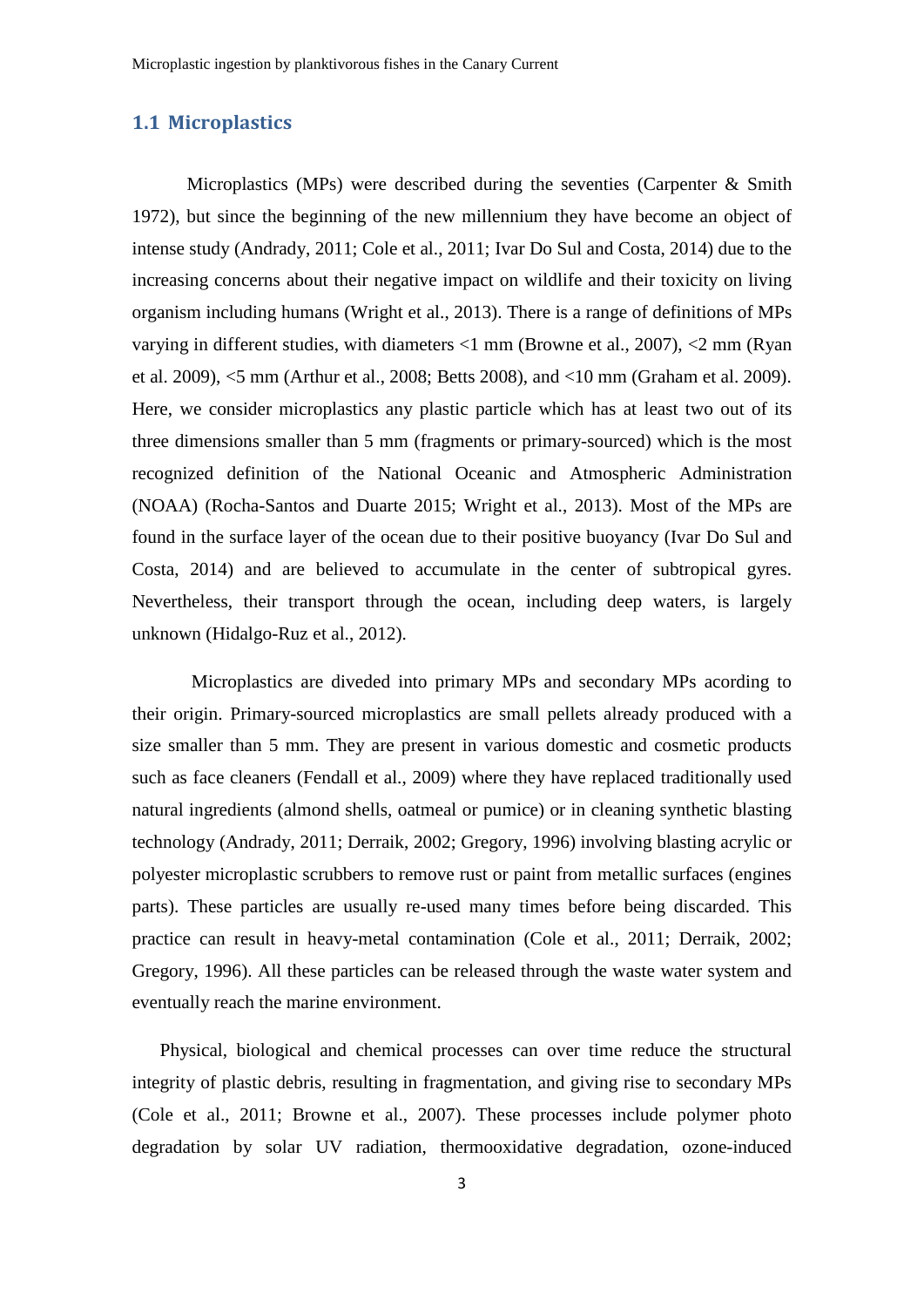## 1.1 Microplastics

Microplastics (MPs) were described during the seventies (Carpenter & Smith 1972), but since the beginning of the new millennium they have become an object of intense study (Andrady, 2011; Cole et al., 2011; Ivar Do Sul and Costa, 2014) due to the increasing concerns about their negative impact on wildlife and their toxicity on living organism including humans (Wright et al., 2013). There is a range of definitions of MPs varying in different studies, with diameters <1 mm (Browne et al., 2007), <2 mm (Ryan et al. 2009), <5 mm (Arthur et al., 2008; Betts 2008), and <10 mm (Graham et al. 2009). Here, we consider microplastics any plastic particle which has at least two out of its three dimensions smaller than 5 mm (fragments or primary-sourced) which is the most recognized definition of the National Oceanic and Atmospheric Administration (NOAA) (Rocha-Santos and Duarte 2015; Wright et al., 2013). Most of the MPs are found in the surface layer of the ocean due to their positive buoyancy (Ivar Do Sul and Costa, 2014) and are believed to accumulate in the center of subtropical gyres. Nevertheless, their transport through the ocean, including deep waters, is largely unknown (Hidalgo-Ruz et al., 2012).

Microplastics are diveded into primary MPs and secondary MPs acording to their origin. Primary-sourced microplastics are small pellets already produced with a size smaller than 5 mm. They are present in various domestic and cosmetic products such as face cleaners (Fendall et al., 2009) where they have replaced traditionally used natural ingredients (almond shells, oatmeal or pumice) or in cleaning synthetic blasting technology (Andrady, 2011; Derraik, 2002; Gregory, 1996) involving blasting acrylic or polyester microplastic scrubbers to remove rust or paint from metallic surfaces (engines parts). These particles are usually re-used many times before being discarded. This practice can result in heavy-metal contamination (Cole et al., 2011; Derraik, 2002; Gregory, 1996). All these particles can be released through the waste water system and eventually reach the marine environment.

Physical, biological and chemical processes can over time reduce the structural integrity of plastic debris, resulting in fragmentation, and giving rise to secondary MPs (Cole et al., 2011; Browne et al., 2007). These processes include polymer photo degradation by solar UV radiation, thermooxidative degradation, ozone-induced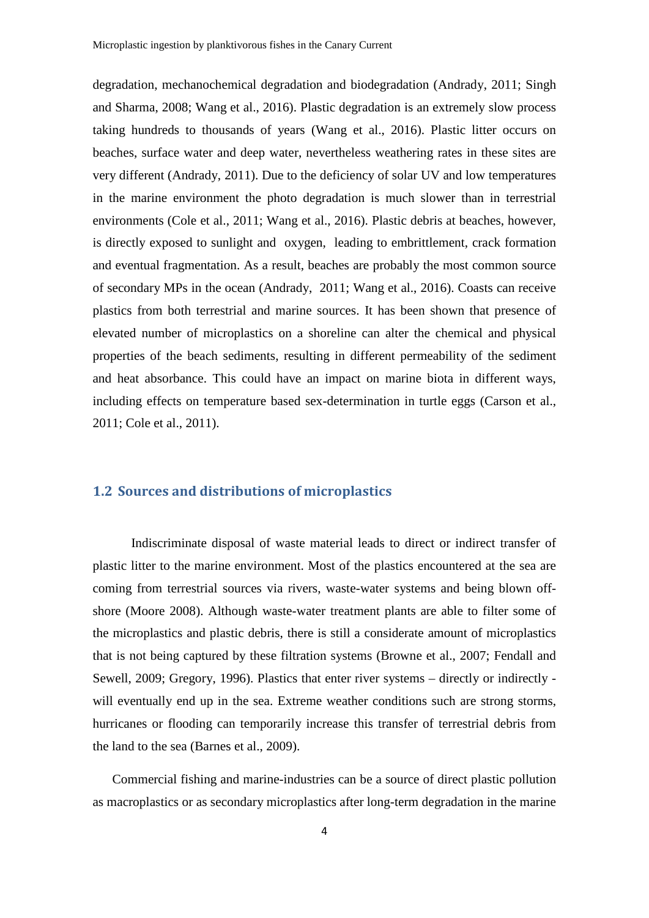degradation, mechanochemical degradation and biodegradation (Andrady, 2011; Singh and Sharma, 2008; Wang et al., 2016). Plastic degradation is an extremely slow process taking hundreds to thousands of years (Wang et al., 2016). Plastic litter occurs on beaches, surface water and deep water, nevertheless weathering rates in these sites are very different (Andrady, 2011). Due to the deficiency of solar UV and low temperatures in the marine environment the photo degradation is much slower than in terrestrial environments (Cole et al., 2011; Wang et al., 2016). Plastic debris at beaches, however, is directly exposed to sunlight and oxygen, leading to embrittlement, crack formation and eventual fragmentation. As a result, beaches are probably the most common source of secondary MPs in the ocean (Andrady, 2011; Wang et al., 2016). Coasts can receive plastics from both terrestrial and marine sources. It has been shown that presence of elevated number of microplastics on a shoreline can alter the chemical and physical properties of the beach sediments, resulting in different permeability of the sediment and heat absorbance. This could have an impact on marine biota in different ways, including effects on temperature based sex-determination in turtle eggs (Carson et al., 2011; Cole et al., 2011).

## 1.2 Sources and distributions of microplastics

Indiscriminate disposal of waste material leads to direct or indirect transfer of plastic litter to the marine environment. Most of the plastics encountered at the sea are coming from terrestrial sources via rivers, waste-water systems and being blown off-shore (Moore 2008). Although waste-water treatment plants are able to filter some of the microplastics and plastic debris, there is still a considerate amount of microplastics that is not being captured by these filtration systems (Browne et al., 2007; Fendall and Sewell, 2009; Gregory, 1996). Plastics that enter river systems – directly or indirectly - will eventually end up in the sea. Extreme weather conditions such are strong storms, hurricanes or flooding can temporarily increase this transfer of terrestrial debris from the land to the sea (Barnes et al., 2009).

Commercial fishing and marine-industries can be a source of direct plastic pollution as macroplastics or as secondary microplastics after long-term degradation in the marine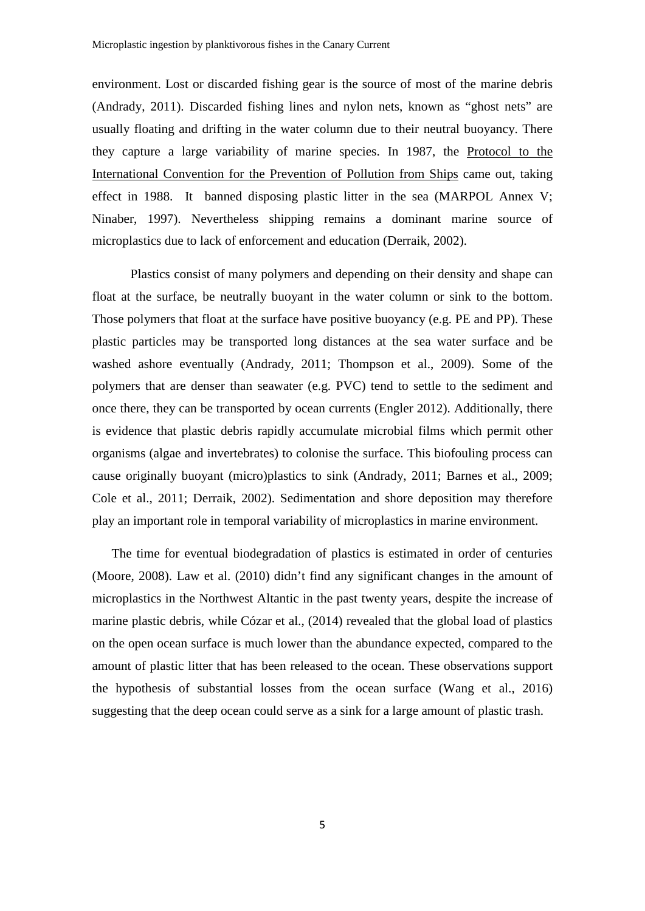environment. Lost or discarded fishing gear is the source of most of the marine debris (Andrady, 2011). Discarded fishing lines and nylon nets, known as "ghost nets" are usually floating and drifting in the water column due to their neutral buoyancy. There they capture a large variability of marine species. In 1987, the Protocol to the International Convention for the Prevention of Pollution from Ships came out, taking effect in 1988. It banned disposing plastic litter in the sea (MARPOL Annex V; Ninaber, 1997). Nevertheless shipping remains a dominant marine source of microplastics due to lack of enforcement and education (Derraik, 2002).

Plastics consist of many polymers and depending on their density and shape can float at the surface, be neutrally buoyant in the water column or sink to the bottom. Those polymers that float at the surface have positive buoyancy (e.g. PE and PP). These plastic particles may be transported long distances at the sea water surface and be washed ashore eventually (Andrady, 2011; Thompson et al., 2009). Some of the polymers that are denser than seawater (e.g. PVC) tend to settle to the sediment and once there, they can be transported by ocean currents (Engler 2012). Additionally, there is evidence that plastic debris rapidly accumulate microbial films which permit other organisms (algae and invertebrates) to colonise the surface. This biofouling process can cause originally buoyant (micro)plastics to sink (Andrady, 2011; Barnes et al., 2009; Cole et al., 2011; Derraik, 2002). Sedimentation and shore deposition may therefore play an important role in temporal variability of microplastics in marine environment.

The time for eventual biodegradation of plastics is estimated in order of centuries (Moore, 2008). Law et al. (2010) didn't find any significant changes in the amount of microplastics in the Northwest Altantic in the past twenty years, despite the increase of marine plastic debris, while Cózar et al., (2014) revealed that the global load of plastics on the open ocean surface is much lower than the abundance expected, compared to the amount of plastic litter that has been released to the ocean. These observations support the hypothesis of substantial losses from the ocean surface (Wang et al., 2016) suggesting that the deep ocean could serve as a sink for a large amount of plastic trash.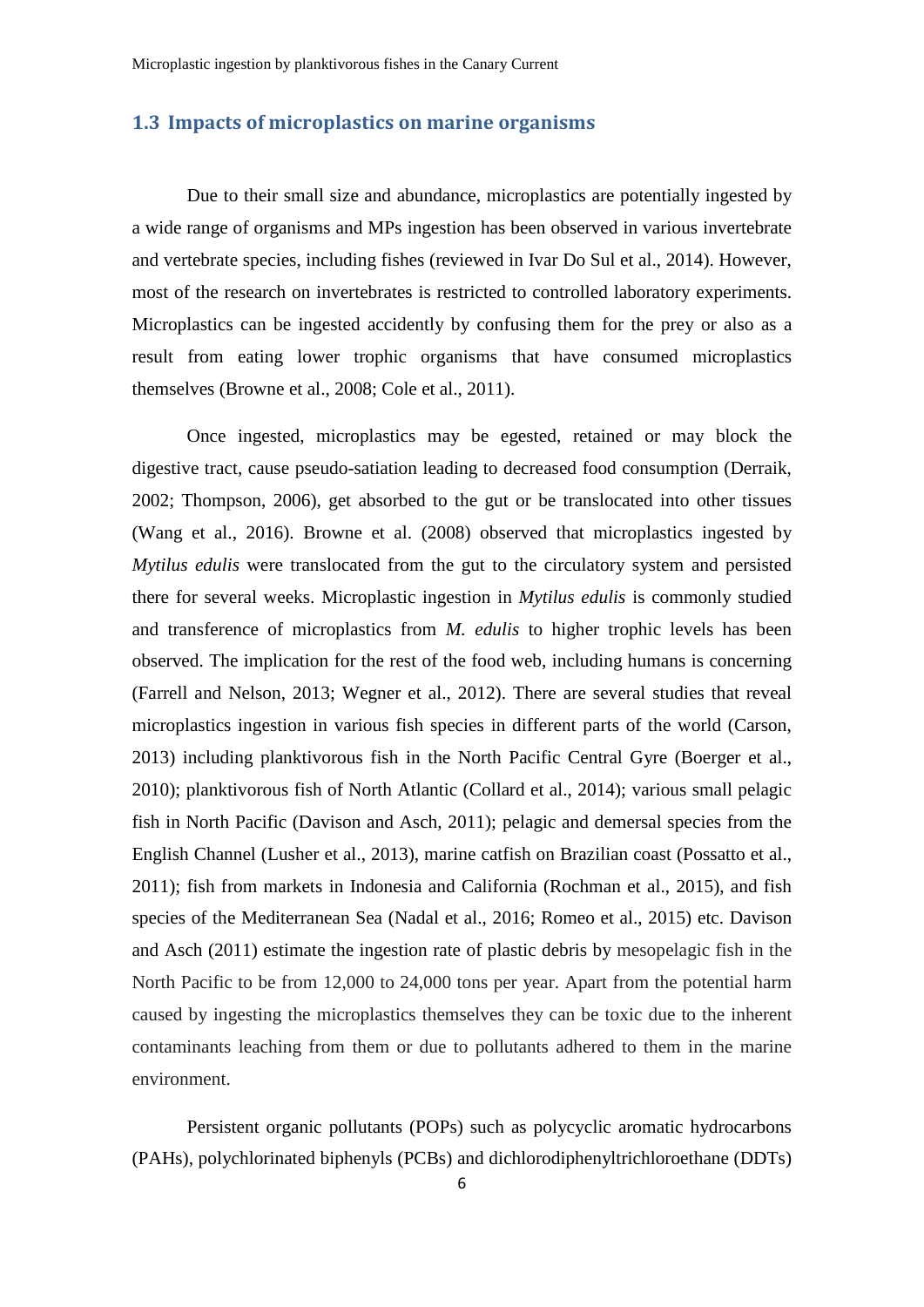## 1.3 Impacts of microplastics on marine organisms

Due to their small size and abundance, microplastics are potentially ingested by a wide range of organisms and MPs ingestion has been observed in various invertebrate and vertebrate species, including fishes (reviewed in Ivar Do Sul et al., 2014). However, most of the research on invertebrates is restricted to controlled laboratory experiments. Microplastics can be ingested accidently by confusing them for the prey or also as a result from eating lower trophic organisms that have consumed microplastics themselves (Browne et al., 2008; Cole et al., 2011).

Once ingested, microplastics may be egested, retained or may block the digestive tract, cause pseudo-satiation leading to decreased food consumption (Derraik, 2002; Thompson, 2006), get absorbed to the gut or be translocated into other tissues (Wang et al., 2016). Browne et al. (2008) observed that microplastics ingested by *Mytilus edulis* were translocated from the gut to the circulatory system and persisted there for several weeks. Microplastic ingestion in *Mytilus edulis* is commonly studied and transference of microplastics from *M. edulis* to higher trophic levels has been observed. The implication for the rest of the food web, including humans is concerning (Farrell and Nelson, 2013; Wegner et al., 2012). There are several studies that reveal microplastics ingestion in various fish species in different parts of the world (Carson, 2013) including planktivorous fish in the North Pacific Central Gyre (Boerger et al., 2010); planktivorous fish of North Atlantic (Collard et al., 2014); various small pelagic fish in North Pacific (Davison and Asch, 2011); pelagic and demersal species from the English Channel (Lusher et al., 2013), marine catfish on Brazilian coast (Possatto et al., 2011); fish from markets in Indonesia and California (Rochman et al., 2015), and fish species of the Mediterranean Sea (Nadal et al., 2016; Romeo et al., 2015) etc. Davison and Asch (2011) estimate the ingestion rate of plastic debris by mesopelagic fish in the North Pacific to be from 12,000 to 24,000 tons per year. Apart from the potential harm caused by ingesting the microplastics themselves they can be toxic due to the inherent contaminants leaching from them or due to pollutants adhered to them in the marine environment.

Persistent organic pollutants (POPs) such as polycyclic aromatic hydrocarbons (PAHs), polychlorinated biphenyls (PCBs) and dichlorodiphenyltrichloroethane (DDTs)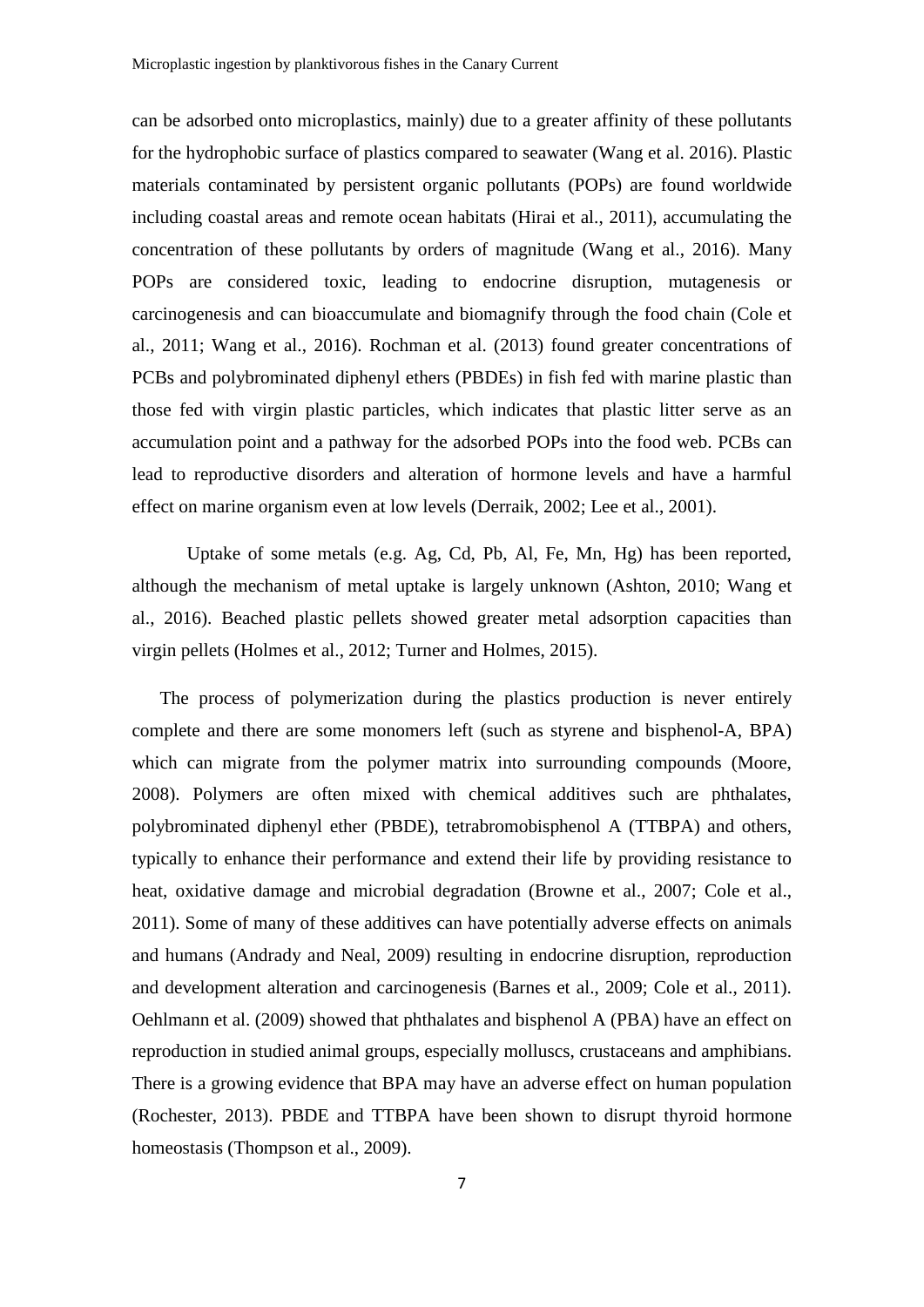can be adsorbed onto microplastics, mainly) due to a greater affinity of these pollutants for the hydrophobic surface of plastics compared to seawater (Wang et al. 2016). Plastic materials contaminated by persistent organic pollutants (POPs) are found worldwide including coastal areas and remote ocean habitats (Hirai et al., 2011), accumulating the concentration of these pollutants by orders of magnitude (Wang et al., 2016). Many POPs are considered toxic, leading to endocrine disruption, mutagenesis or carcinogenesis and can bioaccumulate and biomagnify through the food chain (Cole et al., 2011; Wang et al., 2016). Rochman et al. (2013) found greater concentrations of PCBs and polybrominated diphenyl ethers (PBDEs) in fish fed with marine plastic than those fed with virgin plastic particles, which indicates that plastic litter serve as an accumulation point and a pathway for the adsorbed POPs into the food web. PCBs can lead to reproductive disorders and alteration of hormone levels and have a harmful effect on marine organism even at low levels (Derraik, 2002; Lee et al., 2001).

Uptake of some metals (e.g. Ag, Cd, Pb, Al, Fe, Mn, Hg) has been reported, although the mechanism of metal uptake is largely unknown (Ashton, 2010; Wang et al., 2016). Beached plastic pellets showed greater metal adsorption capacities than virgin pellets (Holmes et al., 2012; Turner and Holmes, 2015).

The process of polymerization during the plastics production is never entirely complete and there are some monomers left (such as styrene and bisphenol-A, BPA) which can migrate from the polymer matrix into surrounding compounds (Moore, 2008). Polymers are often mixed with chemical additives such are phthalates, polybrominated diphenyl ether (PBDE), tetrabromobisphenol A (TTBPA) and others, typically to enhance their performance and extend their life by providing resistance to heat, oxidative damage and microbial degradation (Browne et al., 2007; Cole et al., 2011). Some of many of these additives can have potentially adverse effects on animals and humans (Andrady and Neal, 2009) resulting in endocrine disruption, reproduction and development alteration and carcinogenesis (Barnes et al., 2009; Cole et al., 2011). Oehlmann et al. (2009) showed that phthalates and bisphenol A (PBA) have an effect on reproduction in studied animal groups, especially molluscs, crustaceans and amphibians. There is a growing evidence that BPA may have an adverse effect on human population (Rochester, 2013). PBDE and TTBPA have been shown to disrupt thyroid hormone homeostasis (Thompson et al., 2009).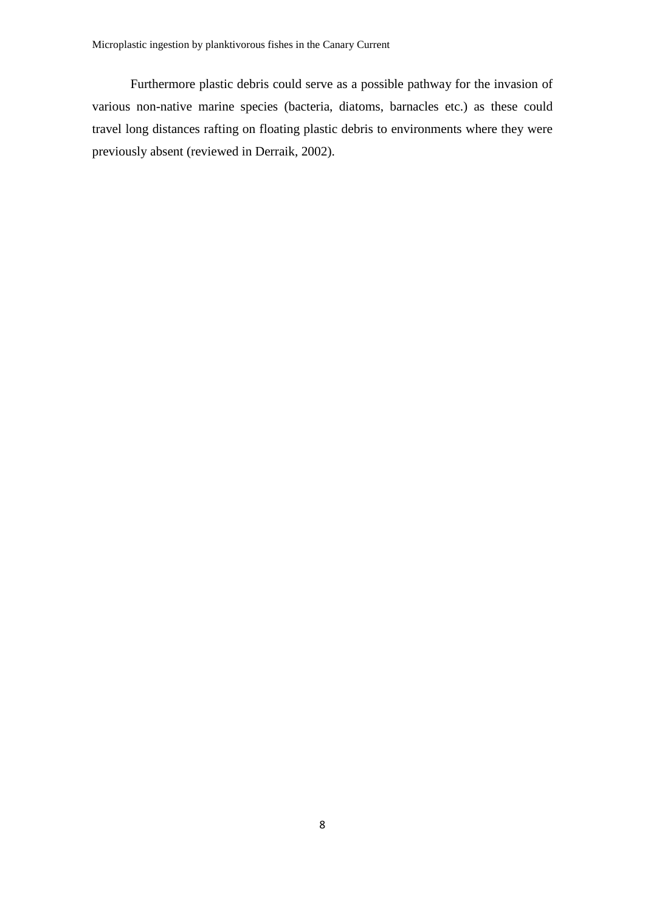Furthermore plastic debris could serve as a possible pathway for the invasion of various non-native marine species (bacteria, diatoms, barnacles etc.) as these could travel long distances rafting on floating plastic debris to environments where they were previously absent (reviewed in Derraik, 2002).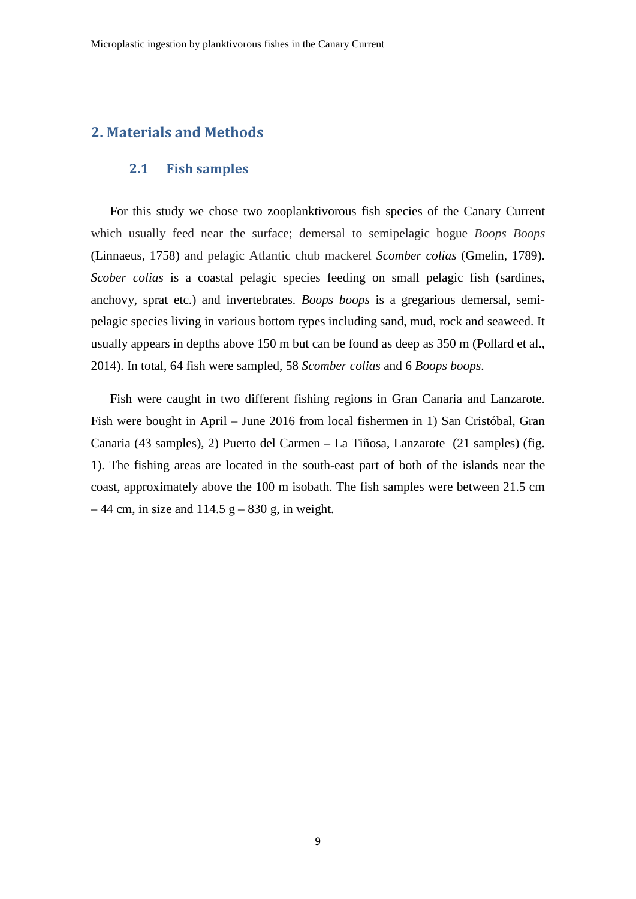## 2. Materials and Methods

### 2.1 Fish samples

For this study we chose two zooplanktivorous fish species of the Canary Current which usually feed near the surface; demersal to semipelagic bogue *Boops Boops* (Linnaeus, 1758) and pelagic Atlantic chub mackerel *Scomber colias* (Gmelin, 1789). *Scober colias* is a coastal pelagic species feeding on small pelagic fish (sardines, anchovy, sprat etc.) and invertebrates. *Boops boops* is a gregarious demersal, semi-pelagic species living in various bottom types including sand, mud, rock and seaweed. It usually appears in depths above 150 m but can be found as deep as 350 m (Pollard et al., 2014). In total, 64 fish were sampled, 58 *Scomber colias* and 6 *Boops boops*.

Fish were caught in two different fishing regions in Gran Canaria and Lanzarote. Fish were bought in April – June 2016 from local fishermen in 1) San Cristóbal, Gran Canaria (43 samples), 2) Puerto del Carmen – La Tiñosa, Lanzarote (21 samples) (fig. 1). The fishing areas are located in the south-east part of both of the islands near the coast, approximately above the 100 m isobath. The fish samples were between 21.5 cm – 44 cm, in size and 114.5 g – 830 g, in weight.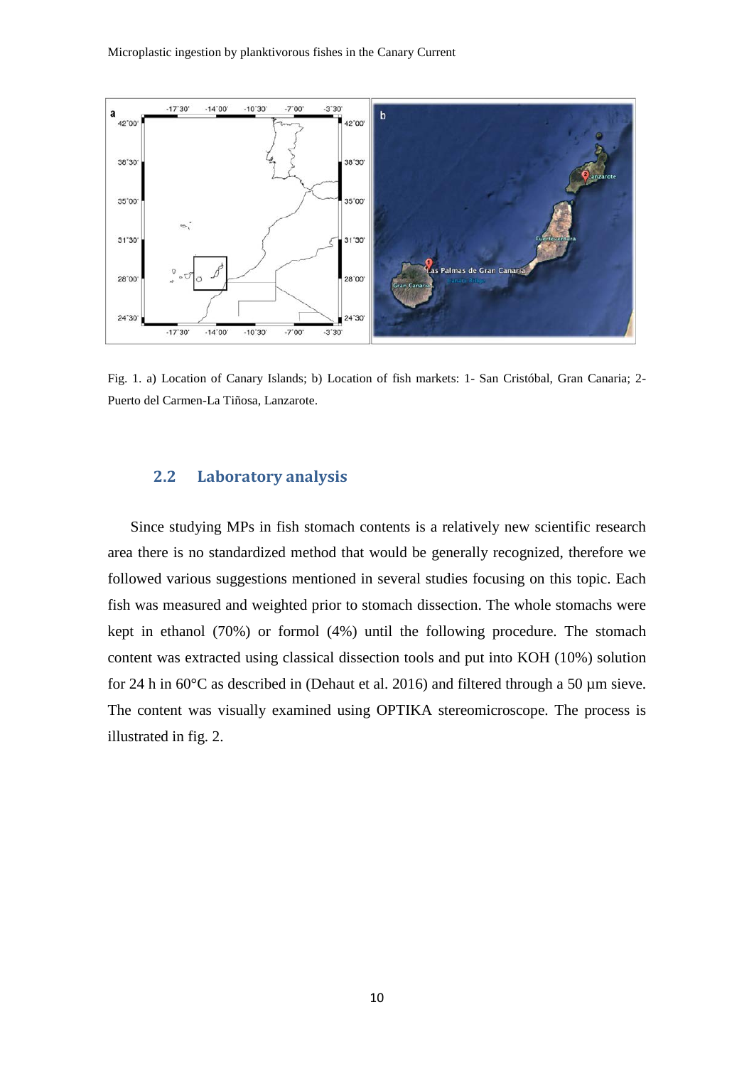Fig. 1. a) Location of Canary Islands; b) Location of fish markets: 1- San Cristóbal, Gran Canaria; 2- Puerto del Carmen-La Tiñosa, Lanzarote.

## 2.2 Laboratory analysis

Since studying MPs in fish stomach contents is a relatively new scientific research area there is no standardized method that would be generally recognized, therefore we followed various suggestions mentioned in several studies focusing on this topic. Each fish was measured and weighted prior to stomach dissection. The whole stomachs were kept in ethanol (70%) or formol (4%) until the following procedure. The stomach content was extracted using classical dissection tools and put into KOH (10%) solution for 24 h in 60°C as described in (Dehaut et al. 2016) and filtered through a 50 µm sieve. The content was visually examined using OPTIKA stereomicroscope. The process is illustrated in fig. 2.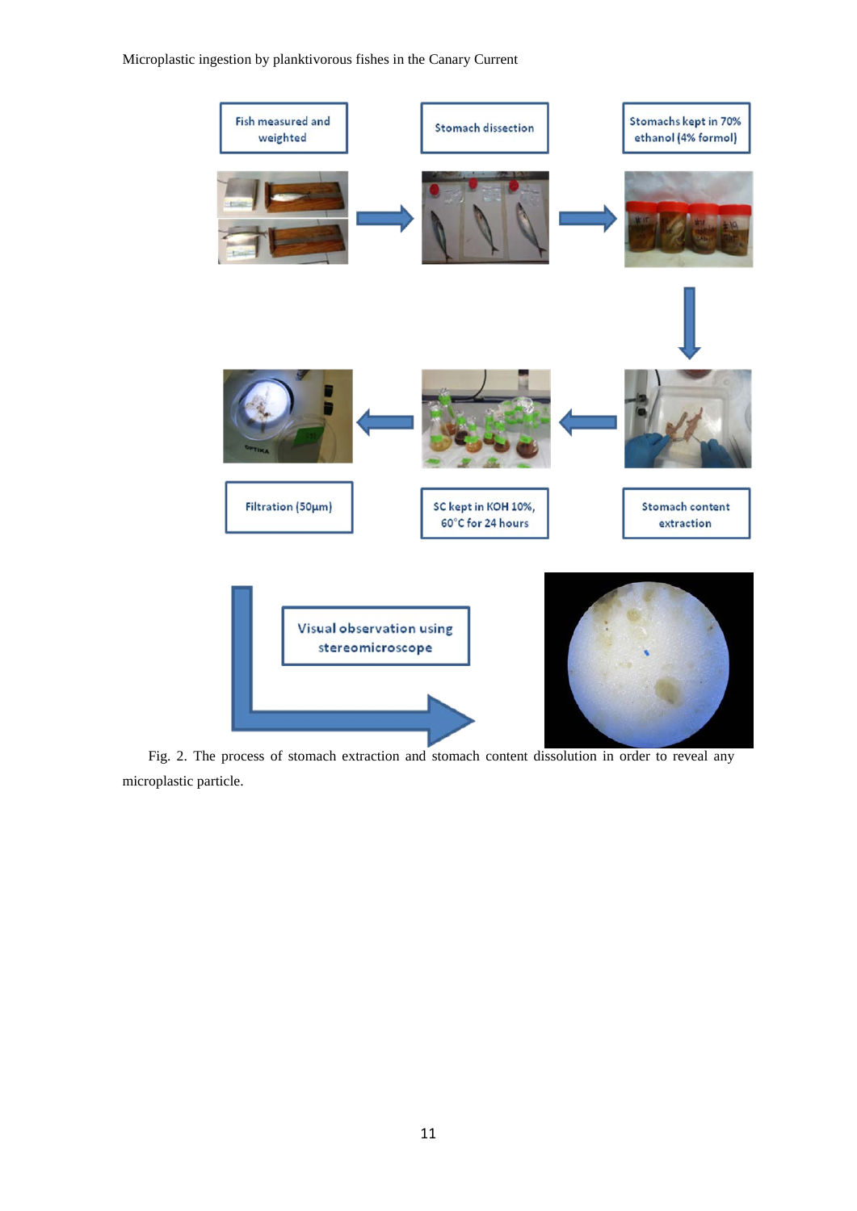Fish measured and weighted

Stomach dissection

Stomachs kept in 70% ethanol (4% formol)

Stomach content extraction

SC kept in KOH 10%, 60°C for 24 hours

Filtration (50µm)

Visual observation using stereomicroscope

Fig. 2. The process of stomach extraction and stomach content dissolution in order to reveal any microplastic particle.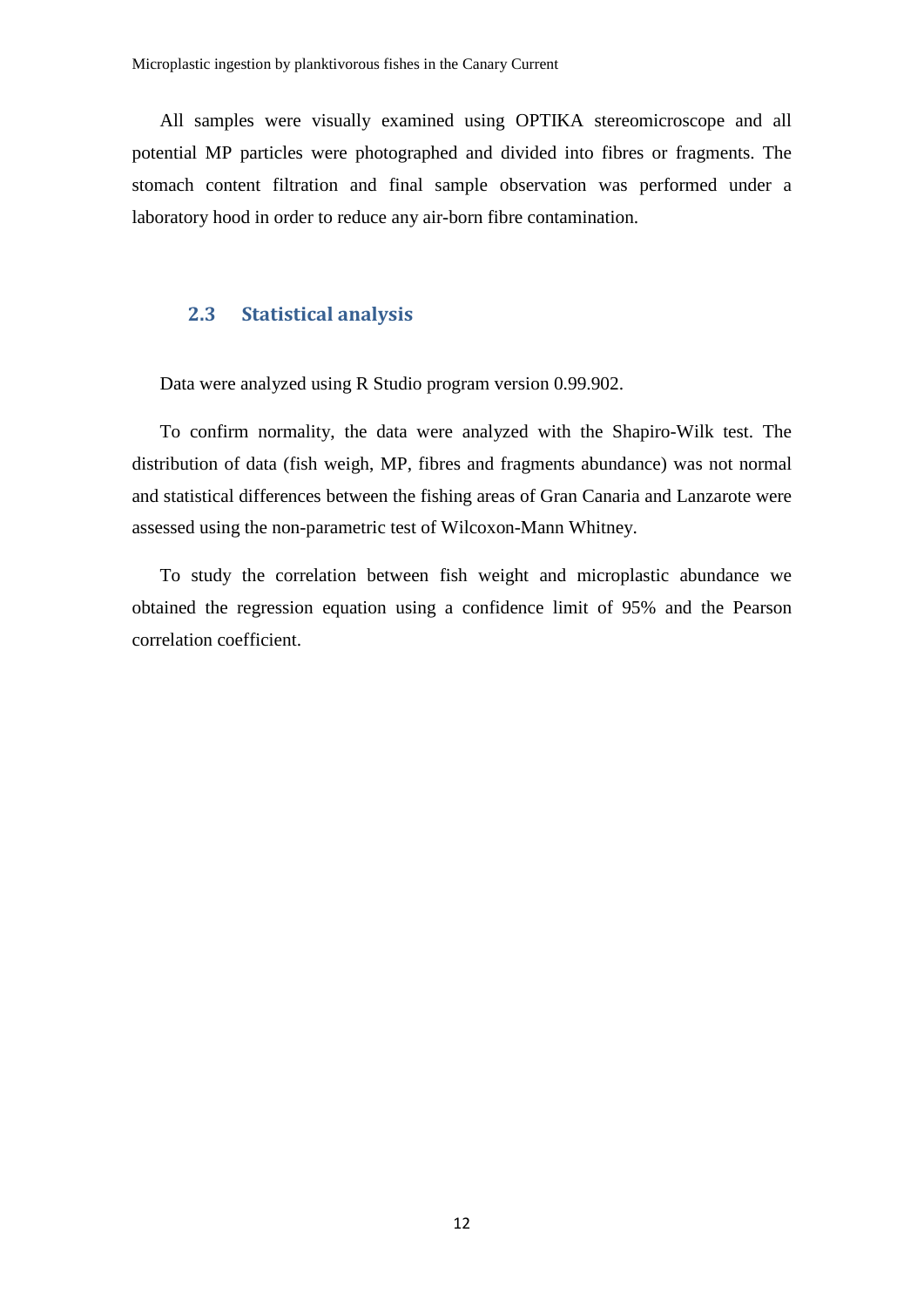All samples were visually examined using OPTIKA stereomicroscope and all potential MP particles were photographed and divided into fibres or fragments. The stomach content filtration and final sample observation was performed under a laboratory hood in order to reduce any air-born fibre contamination.

## 2.3 Statistical analysis

Data were analyzed using R Studio program version 0.99.902.

To confirm normality, the data were analyzed with the Shapiro-Wilk test. The distribution of data (fish weigh, MP, fibres and fragments abundance) was not normal and statistical differences between the fishing areas of Gran Canaria and Lanzarote were assessed using the non-parametric test of Wilcoxon-Mann Whitney.

To study the correlation between fish weight and microplastic abundance we obtained the regression equation using a confidence limit of 95% and the Pearson correlation coefficient.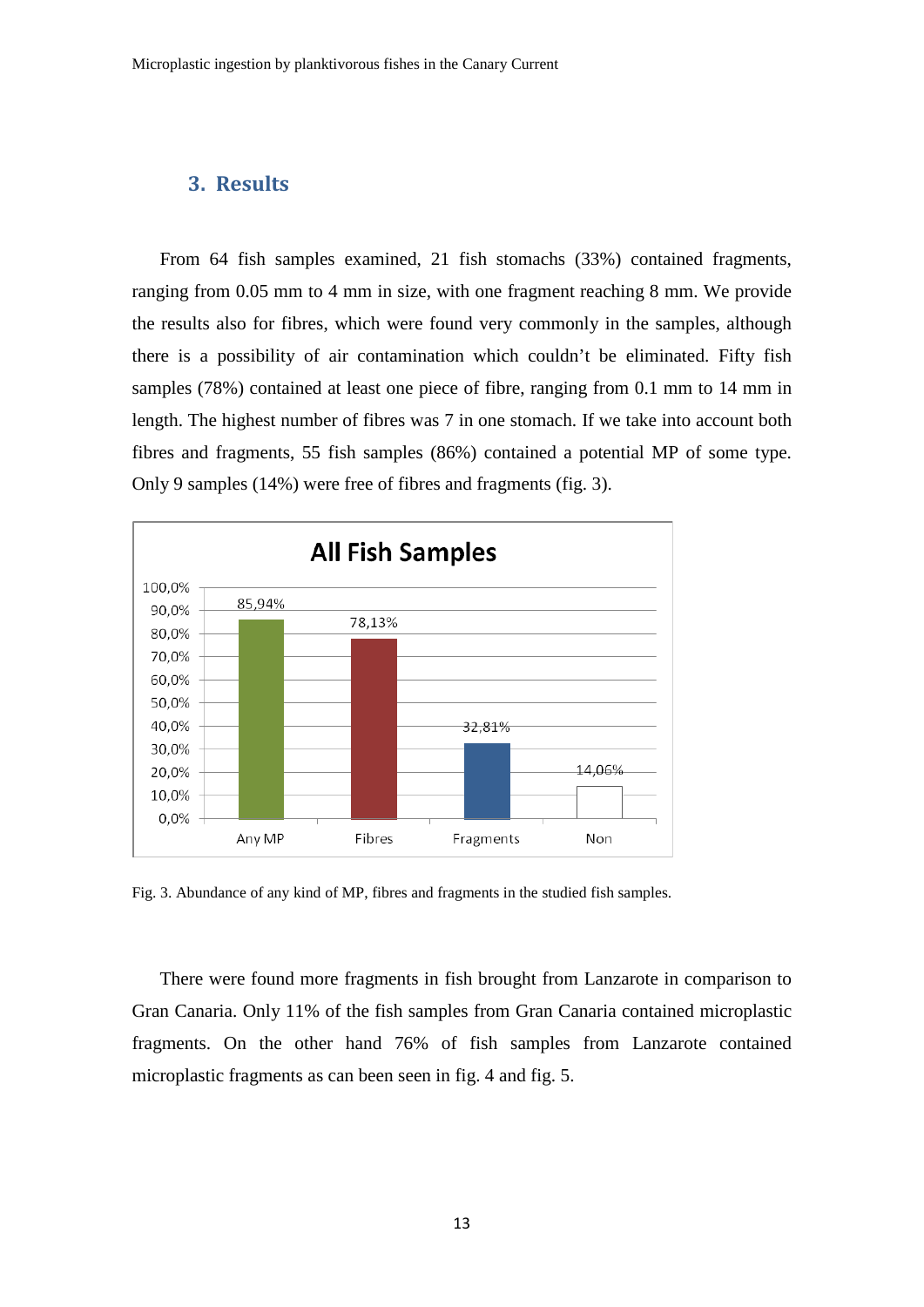## 3. Results

From 64 fish samples examined, 21 fish stomachs (33%) contained fragments, ranging from 0.05 mm to 4 mm in size, with one fragment reaching 8 mm. We provide the results also for fibres, which were found very commonly in the samples, although there is a possibility of air contamination which couldn't be eliminated. Fifty fish samples (78%) contained at least one piece of fibre, ranging from 0.1 mm to 14 mm in length. The highest number of fibres was 7 in one stomach. If we take into account both fibres and fragments, 55 fish samples (86%) contained a potential MP of some type. Only 9 samples (14%) were free of fibres and fragments (fig. 3).

**All Fish Samples**

| Category | Percentage |
|---|---|
| Any MP | 85,94% |
| Fibres | 78,13% |
| Fragments | 32,81% |
| Non | 14,06% |

Fig. 3. Abundance of any kind of MP, fibres and fragments in the studied fish samples.

There were found more fragments in fish brought from Lanzarote in comparison to Gran Canaria. Only 11% of the fish samples from Gran Canaria contained microplastic fragments. On the other hand 76% of fish samples from Lanzarote contained microplastic fragments as can been seen in fig. 4 and fig. 5.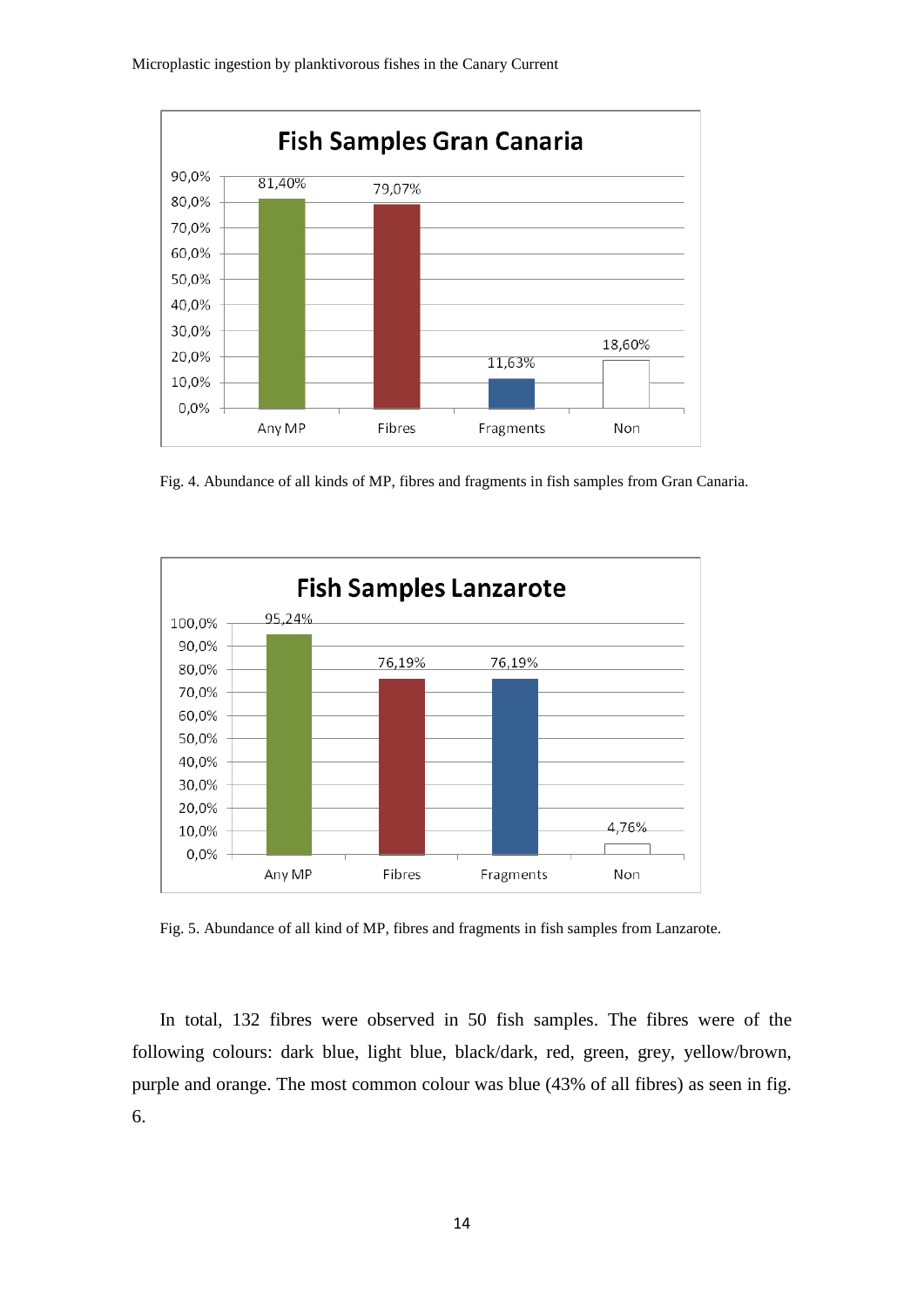Fig. 4. Abundance of all kinds of MP, fibres and fragments in fish samples from Gran Canaria.

Fig. 5. Abundance of all kind of MP, fibres and fragments in fish samples from Lanzarote.

In total, 132 fibres were observed in 50 fish samples. The fibres were of the following colours: dark blue, light blue, black/dark, red, green, grey, yellow/brown, purple and orange. The most common colour was blue (43% of all fibres) as seen in fig. 6.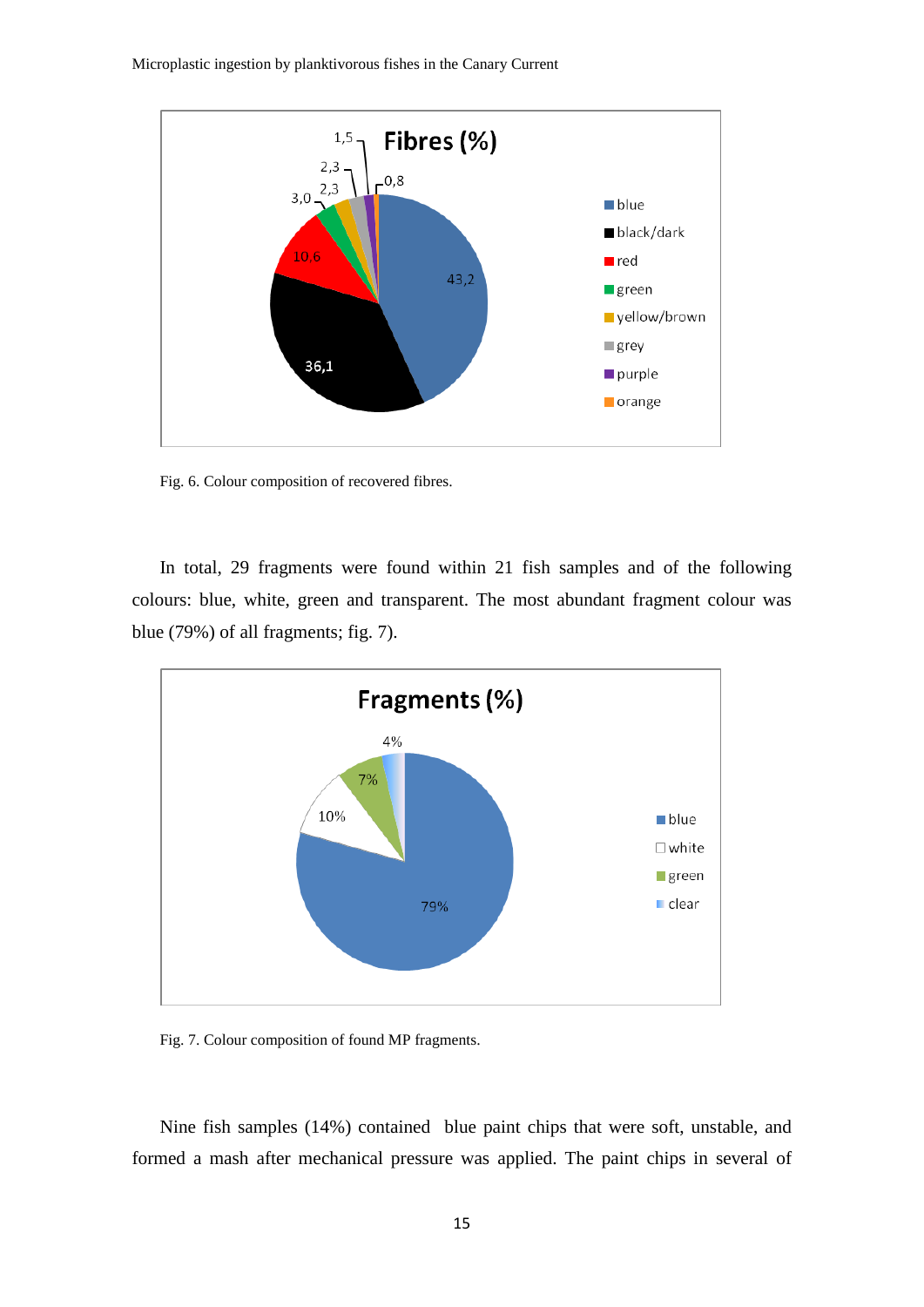Fig. 6. Colour composition of recovered fibres.

In total, 29 fragments were found within 21 fish samples and of the following colours: blue, white, green and transparent. The most abundant fragment colour was blue (79%) of all fragments; fig. 7).

Fig. 7. Colour composition of found MP fragments.

Nine fish samples (14%) contained blue paint chips that were soft, unstable, and formed a mash after mechanical pressure was applied. The paint chips in several of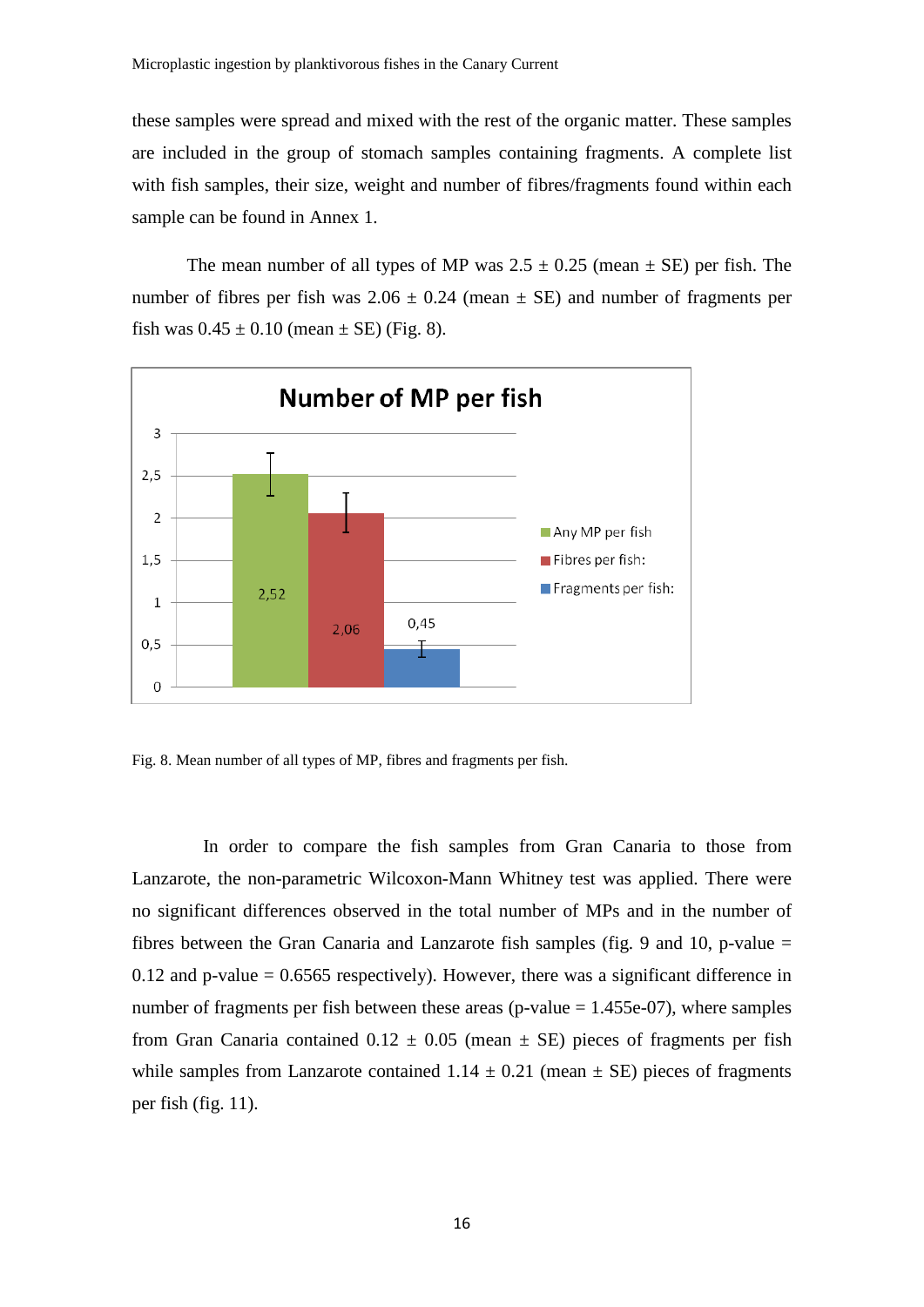these samples were spread and mixed with the rest of the organic matter. These samples are included in the group of stomach samples containing fragments. A complete list with fish samples, their size, weight and number of fibres/fragments found within each sample can be found in Annex 1.

The mean number of all types of MP was 2.5 ± 0.25 (mean ± SE) per fish. The number of fibres per fish was 2.06 ± 0.24 (mean ± SE) and number of fragments per fish was 0.45 ± 0.10 (mean ± SE) (Fig. 8).

Fig. 8. Mean number of all types of MP, fibres and fragments per fish.

In order to compare the fish samples from Gran Canaria to those from Lanzarote, the non-parametric Wilcoxon-Mann Whitney test was applied. There were no significant differences observed in the total number of MPs and in the number of fibres between the Gran Canaria and Lanzarote fish samples (fig. 9 and 10, p-value = 0.12 and p-value = 0.6565 respectively). However, there was a significant difference in number of fragments per fish between these areas (p-value = 1.455e-07), where samples from Gran Canaria contained 0.12 ± 0.05 (mean ± SE) pieces of fragments per fish while samples from Lanzarote contained 1.14 ± 0.21 (mean ± SE) pieces of fragments per fish (fig. 11).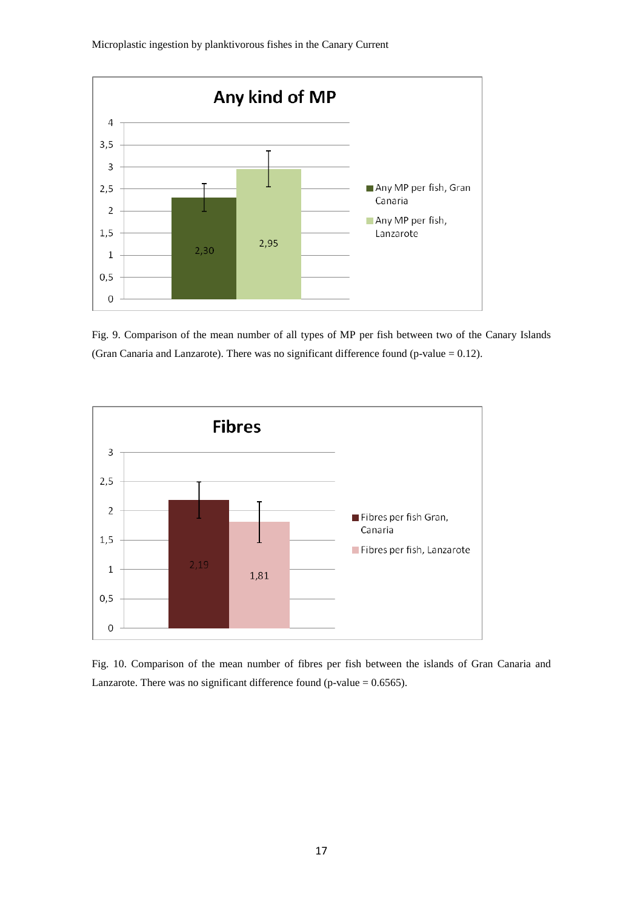Fig. 9. Comparison of the mean number of all types of MP per fish between two of the Canary Islands (Gran Canaria and Lanzarote). There was no significant difference found (p-value = 0.12).

Fig. 10. Comparison of the mean number of fibres per fish between the islands of Gran Canaria and Lanzarote. There was no significant difference found (p-value = 0.6565).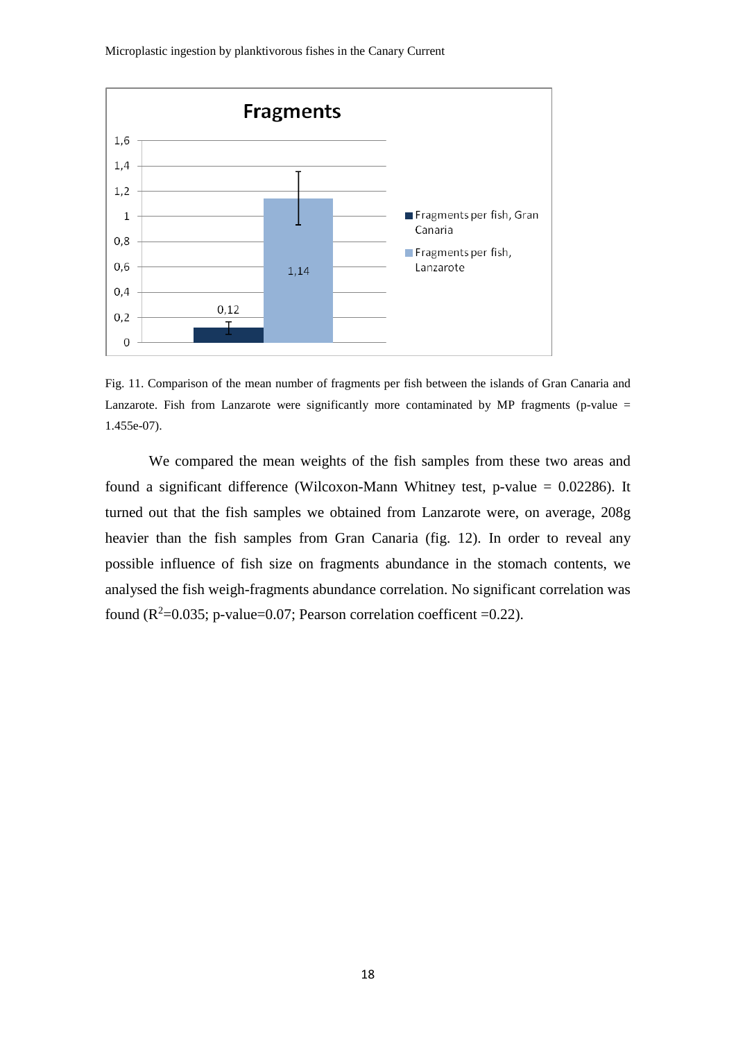Fig. 11. Comparison of the mean number of fragments per fish between the islands of Gran Canaria and Lanzarote. Fish from Lanzarote were significantly more contaminated by MP fragments (p-value = 1.455e-07).

We compared the mean weights of the fish samples from these two areas and found a significant difference (Wilcoxon-Mann Whitney test, p-value = 0.02286). It turned out that the fish samples we obtained from Lanzarote were, on average, 208g heavier than the fish samples from Gran Canaria (fig. 12). In order to reveal any possible influence of fish size on fragments abundance in the stomach contents, we analysed the fish weigh-fragments abundance correlation. No significant correlation was found ($R^2$=0.035; p-value=0.07; Pearson correlation coefficent =0.22).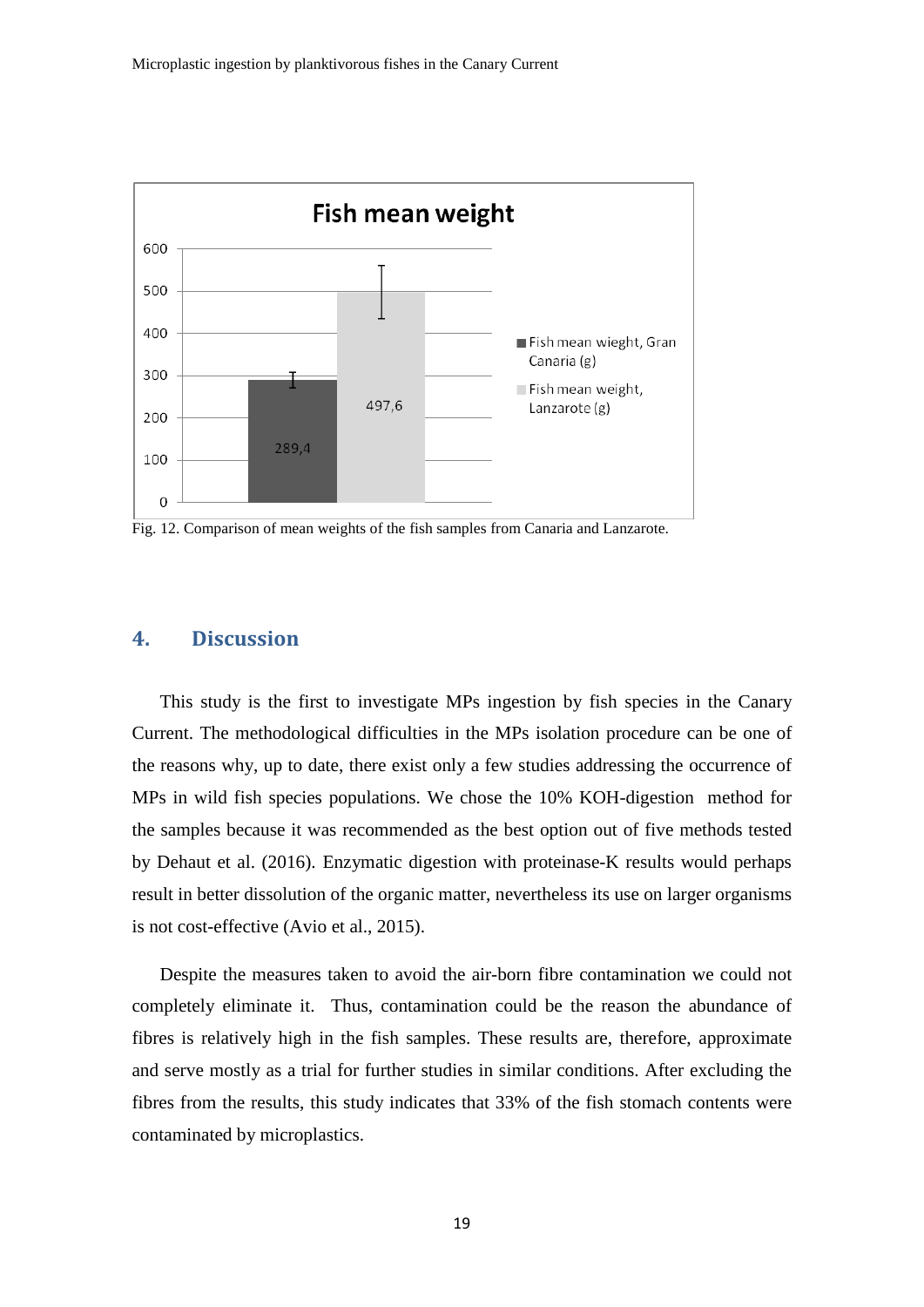Fig. 12. Comparison of mean weights of the fish samples from Canaria and Lanzarote.

## 4. Discussion

This study is the first to investigate MPs ingestion by fish species in the Canary Current. The methodological difficulties in the MPs isolation procedure can be one of the reasons why, up to date, there exist only a few studies addressing the occurrence of MPs in wild fish species populations. We chose the 10% KOH-digestion method for the samples because it was recommended as the best option out of five methods tested by Dehaut et al. (2016). Enzymatic digestion with proteinase-K results would perhaps result in better dissolution of the organic matter, nevertheless its use on larger organisms is not cost-effective (Avio et al., 2015).

Despite the measures taken to avoid the air-born fibre contamination we could not completely eliminate it. Thus, contamination could be the reason the abundance of fibres is relatively high in the fish samples. These results are, therefore, approximate and serve mostly as a trial for further studies in similar conditions. After excluding the fibres from the results, this study indicates that 33% of the fish stomach contents were contaminated by microplastics.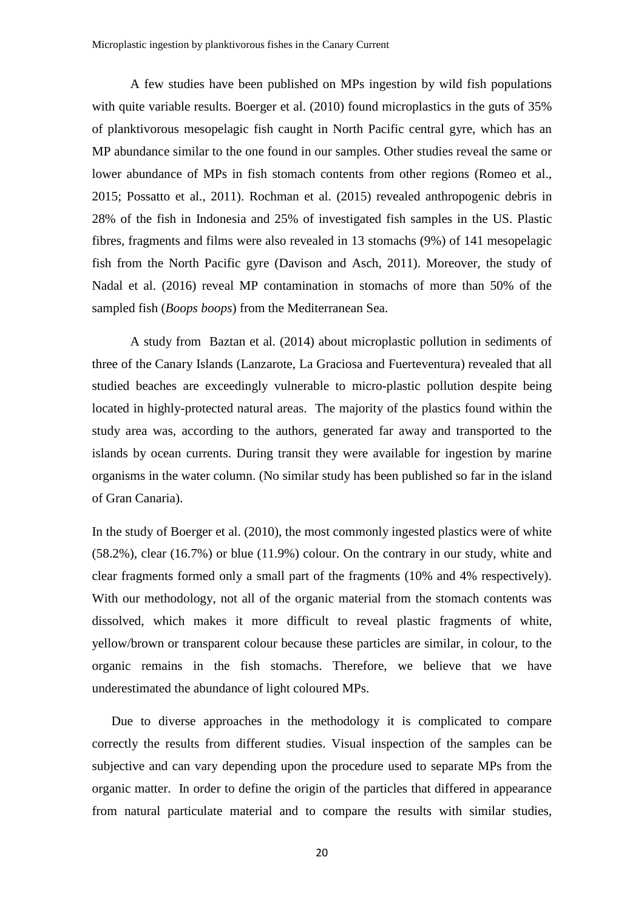A few studies have been published on MPs ingestion by wild fish populations with quite variable results. Boerger et al. (2010) found microplastics in the guts of 35% of planktivorous mesopelagic fish caught in North Pacific central gyre, which has an MP abundance similar to the one found in our samples. Other studies reveal the same or lower abundance of MPs in fish stomach contents from other regions (Romeo et al., 2015; Possatto et al., 2011). Rochman et al. (2015) revealed anthropogenic debris in 28% of the fish in Indonesia and 25% of investigated fish samples in the US. Plastic fibres, fragments and films were also revealed in 13 stomachs (9%) of 141 mesopelagic fish from the North Pacific gyre (Davison and Asch, 2011). Moreover, the study of Nadal et al. (2016) reveal MP contamination in stomachs of more than 50% of the sampled fish (*Boops boops*) from the Mediterranean Sea.

A study from Baztan et al. (2014) about microplastic pollution in sediments of three of the Canary Islands (Lanzarote, La Graciosa and Fuerteventura) revealed that all studied beaches are exceedingly vulnerable to micro-plastic pollution despite being located in highly-protected natural areas. The majority of the plastics found within the study area was, according to the authors, generated far away and transported to the islands by ocean currents. During transit they were available for ingestion by marine organisms in the water column. (No similar study has been published so far in the island of Gran Canaria).

In the study of Boerger et al. (2010), the most commonly ingested plastics were of white (58.2%), clear (16.7%) or blue (11.9%) colour. On the contrary in our study, white and clear fragments formed only a small part of the fragments (10% and 4% respectively). With our methodology, not all of the organic material from the stomach contents was dissolved, which makes it more difficult to reveal plastic fragments of white, yellow/brown or transparent colour because these particles are similar, in colour, to the organic remains in the fish stomachs. Therefore, we believe that we have underestimated the abundance of light coloured MPs.

Due to diverse approaches in the methodology it is complicated to compare correctly the results from different studies. Visual inspection of the samples can be subjective and can vary depending upon the procedure used to separate MPs from the organic matter. In order to define the origin of the particles that differed in appearance from natural particulate material and to compare the results with similar studies,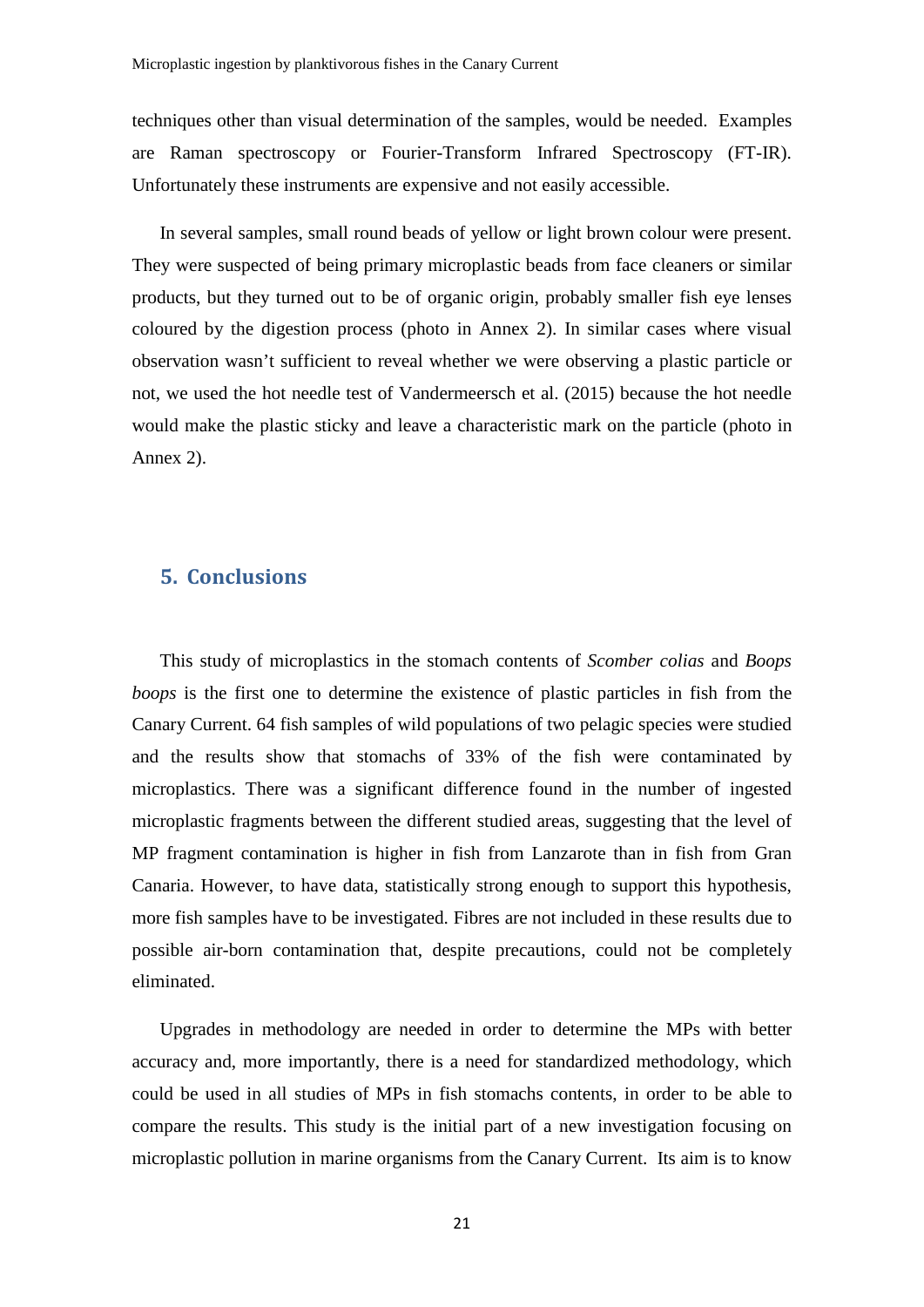techniques other than visual determination of the samples, would be needed. Examples are Raman spectroscopy or Fourier-Transform Infrared Spectroscopy (FT-IR). Unfortunately these instruments are expensive and not easily accessible.

In several samples, small round beads of yellow or light brown colour were present. They were suspected of being primary microplastic beads from face cleaners or similar products, but they turned out to be of organic origin, probably smaller fish eye lenses coloured by the digestion process (photo in Annex 2). In similar cases where visual observation wasn't sufficient to reveal whether we were observing a plastic particle or not, we used the hot needle test of Vandermeersch et al. (2015) because the hot needle would make the plastic sticky and leave a characteristic mark on the particle (photo in Annex 2).

## 5. Conclusions

This study of microplastics in the stomach contents of *Scomber colias* and *Boops boops* is the first one to determine the existence of plastic particles in fish from the Canary Current. 64 fish samples of wild populations of two pelagic species were studied and the results show that stomachs of 33% of the fish were contaminated by microplastics. There was a significant difference found in the number of ingested microplastic fragments between the different studied areas, suggesting that the level of MP fragment contamination is higher in fish from Lanzarote than in fish from Gran Canaria. However, to have data, statistically strong enough to support this hypothesis, more fish samples have to be investigated. Fibres are not included in these results due to possible air-born contamination that, despite precautions, could not be completely eliminated.

Upgrades in methodology are needed in order to determine the MPs with better accuracy and, more importantly, there is a need for standardized methodology, which could be used in all studies of MPs in fish stomachs contents, in order to be able to compare the results. This study is the initial part of a new investigation focusing on microplastic pollution in marine organisms from the Canary Current. Its aim is to know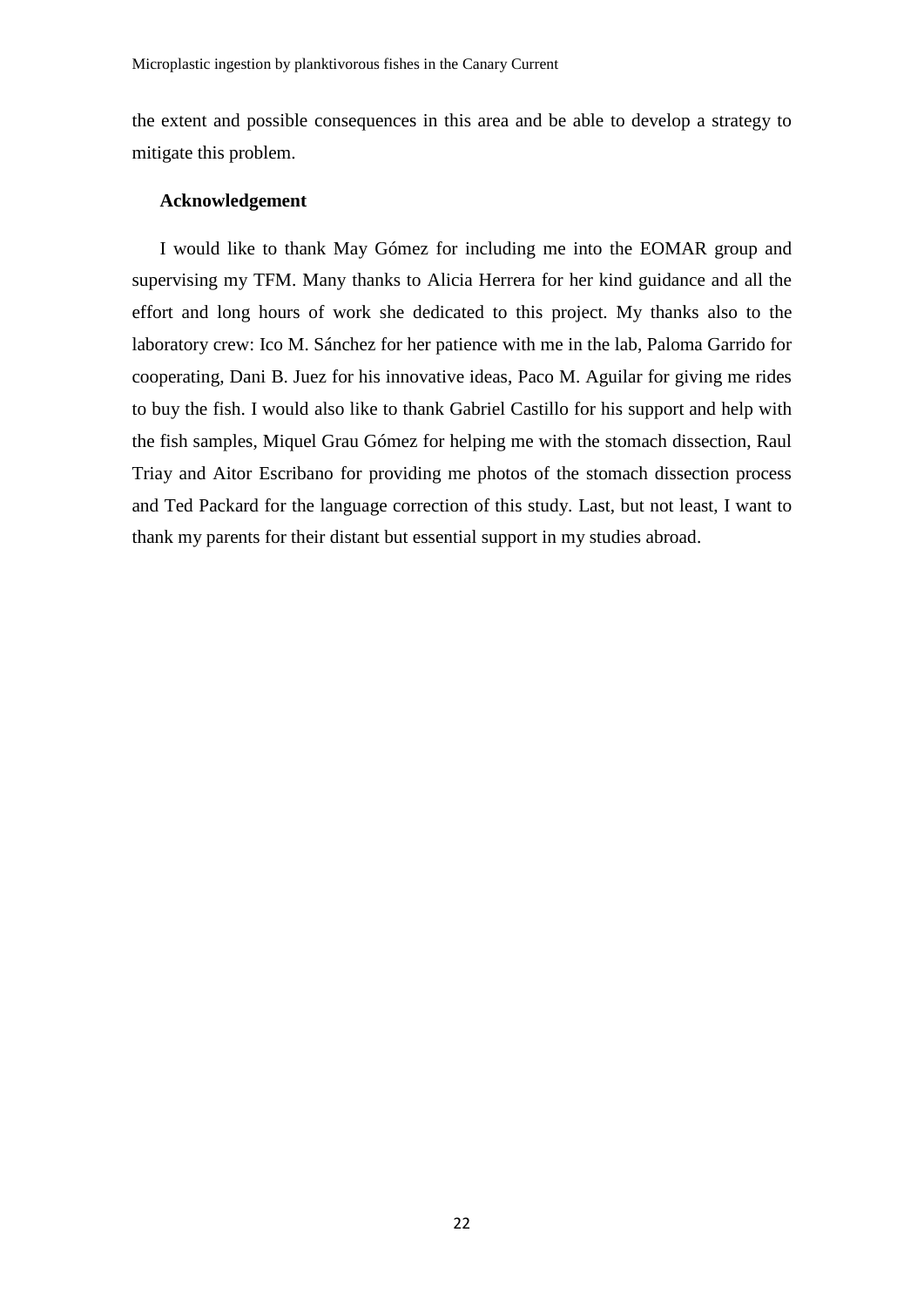the extent and possible consequences in this area and be able to develop a strategy to mitigate this problem.

**Acknowledgement**

I would like to thank May Gómez for including me into the EOMAR group and supervising my TFM. Many thanks to Alicia Herrera for her kind guidance and all the effort and long hours of work she dedicated to this project. My thanks also to the laboratory crew: Ico M. Sánchez for her patience with me in the lab, Paloma Garrido for cooperating, Dani B. Juez for his innovative ideas, Paco M. Aguilar for giving me rides to buy the fish. I would also like to thank Gabriel Castillo for his support and help with the fish samples, Miquel Grau Gómez for helping me with the stomach dissection, Raul Triay and Aitor Escribano for providing me photos of the stomach dissection process and Ted Packard for the language correction of this study. Last, but not least, I want to thank my parents for their distant but essential support in my studies abroad.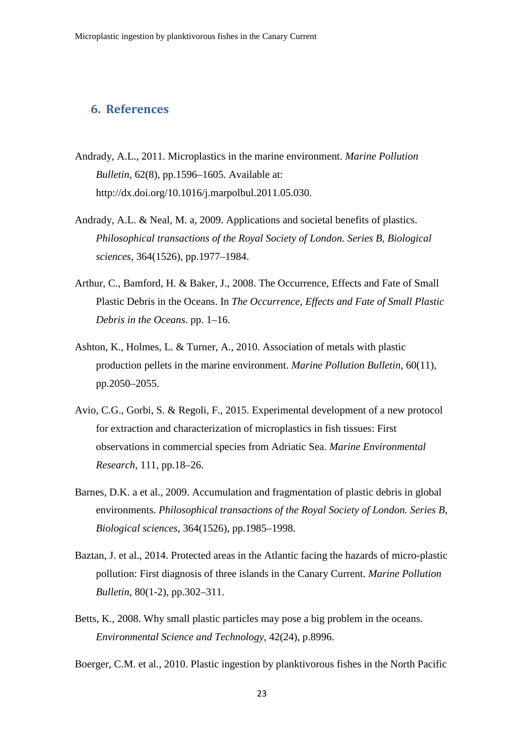## 6. References

Andrady, A.L., 2011. Microplastics in the marine environment. *Marine Pollution Bulletin*, 62(8), pp.1596–1605. Available at: http://dx.doi.org/10.1016/j.marpolbul.2011.05.030.

Andrady, A.L. & Neal, M. a, 2009. Applications and societal benefits of plastics. *Philosophical transactions of the Royal Society of London. Series B, Biological sciences*, 364(1526), pp.1977–1984.

Arthur, C., Bamford, H. & Baker, J., 2008. The Occurrence, Effects and Fate of Small Plastic Debris in the Oceans. In *The Occurrence, Effects and Fate of Small Plastic Debris in the Oceans*. pp. 1–16.

Ashton, K., Holmes, L. & Turner, A., 2010. Association of metals with plastic production pellets in the marine environment. *Marine Pollution Bulletin*, 60(11), pp.2050–2055.

Avio, C.G., Gorbi, S. & Regoli, F., 2015. Experimental development of a new protocol for extraction and characterization of microplastics in fish tissues: First observations in commercial species from Adriatic Sea. *Marine Environmental Research*, 111, pp.18–26.

Barnes, D.K. a et al., 2009. Accumulation and fragmentation of plastic debris in global environments. *Philosophical transactions of the Royal Society of London. Series B, Biological sciences*, 364(1526), pp.1985–1998.

Baztan, J. et al., 2014. Protected areas in the Atlantic facing the hazards of micro-plastic pollution: First diagnosis of three islands in the Canary Current. *Marine Pollution Bulletin*, 80(1-2), pp.302–311.

Betts, K., 2008. Why small plastic particles may pose a big problem in the oceans. *Environmental Science and Technology*, 42(24), p.8996.

Boerger, C.M. et al., 2010. Plastic ingestion by planktivorous fishes in the North Pacific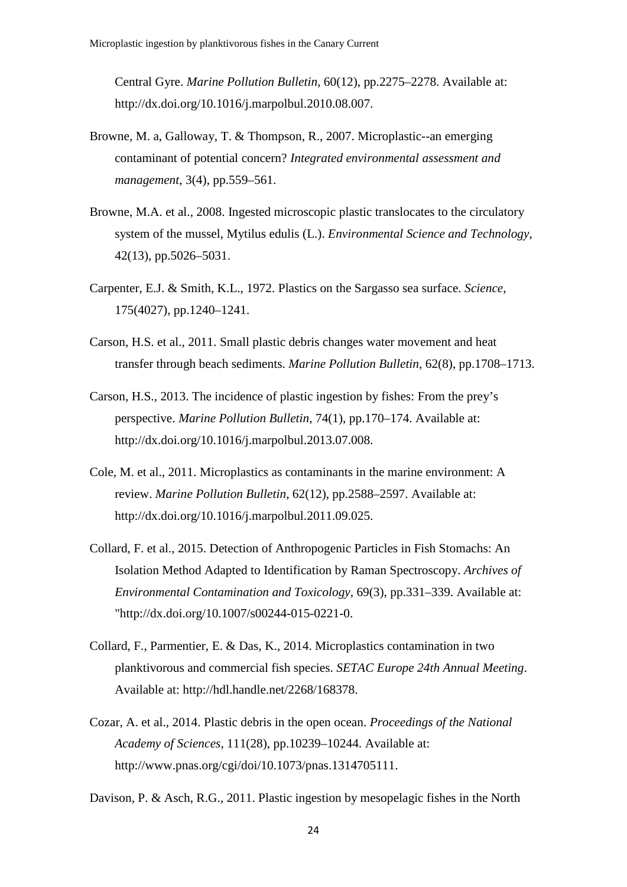Central Gyre. *Marine Pollution Bulletin*, 60(12), pp.2275–2278. Available at: http://dx.doi.org/10.1016/j.marpolbul.2010.08.007.

Browne, M. a, Galloway, T. & Thompson, R., 2007. Microplastic--an emerging contaminant of potential concern? *Integrated environmental assessment and management*, 3(4), pp.559–561.

Browne, M.A. et al., 2008. Ingested microscopic plastic translocates to the circulatory system of the mussel, Mytilus edulis (L.). *Environmental Science and Technology*, 42(13), pp.5026–5031.

Carpenter, E.J. & Smith, K.L., 1972. Plastics on the Sargasso sea surface. *Science*, 175(4027), pp.1240–1241.

Carson, H.S. et al., 2011. Small plastic debris changes water movement and heat transfer through beach sediments. *Marine Pollution Bulletin*, 62(8), pp.1708–1713.

Carson, H.S., 2013. The incidence of plastic ingestion by fishes: From the prey's perspective. *Marine Pollution Bulletin*, 74(1), pp.170–174. Available at: http://dx.doi.org/10.1016/j.marpolbul.2013.07.008.

Cole, M. et al., 2011. Microplastics as contaminants in the marine environment: A review. *Marine Pollution Bulletin*, 62(12), pp.2588–2597. Available at: http://dx.doi.org/10.1016/j.marpolbul.2011.09.025.

Collard, F. et al., 2015. Detection of Anthropogenic Particles in Fish Stomachs: An Isolation Method Adapted to Identification by Raman Spectroscopy. *Archives of Environmental Contamination and Toxicology*, 69(3), pp.331–339. Available at: "http://dx.doi.org/10.1007/s00244-015-0221-0.

Collard, F., Parmentier, E. & Das, K., 2014. Microplastics contamination in two planktivorous and commercial fish species. *SETAC Europe 24th Annual Meeting*. Available at: http://hdl.handle.net/2268/168378.

Cozar, A. et al., 2014. Plastic debris in the open ocean. *Proceedings of the National Academy of Sciences*, 111(28), pp.10239–10244. Available at: http://www.pnas.org/cgi/doi/10.1073/pnas.1314705111.

Davison, P. & Asch, R.G., 2011. Plastic ingestion by mesopelagic fishes in the North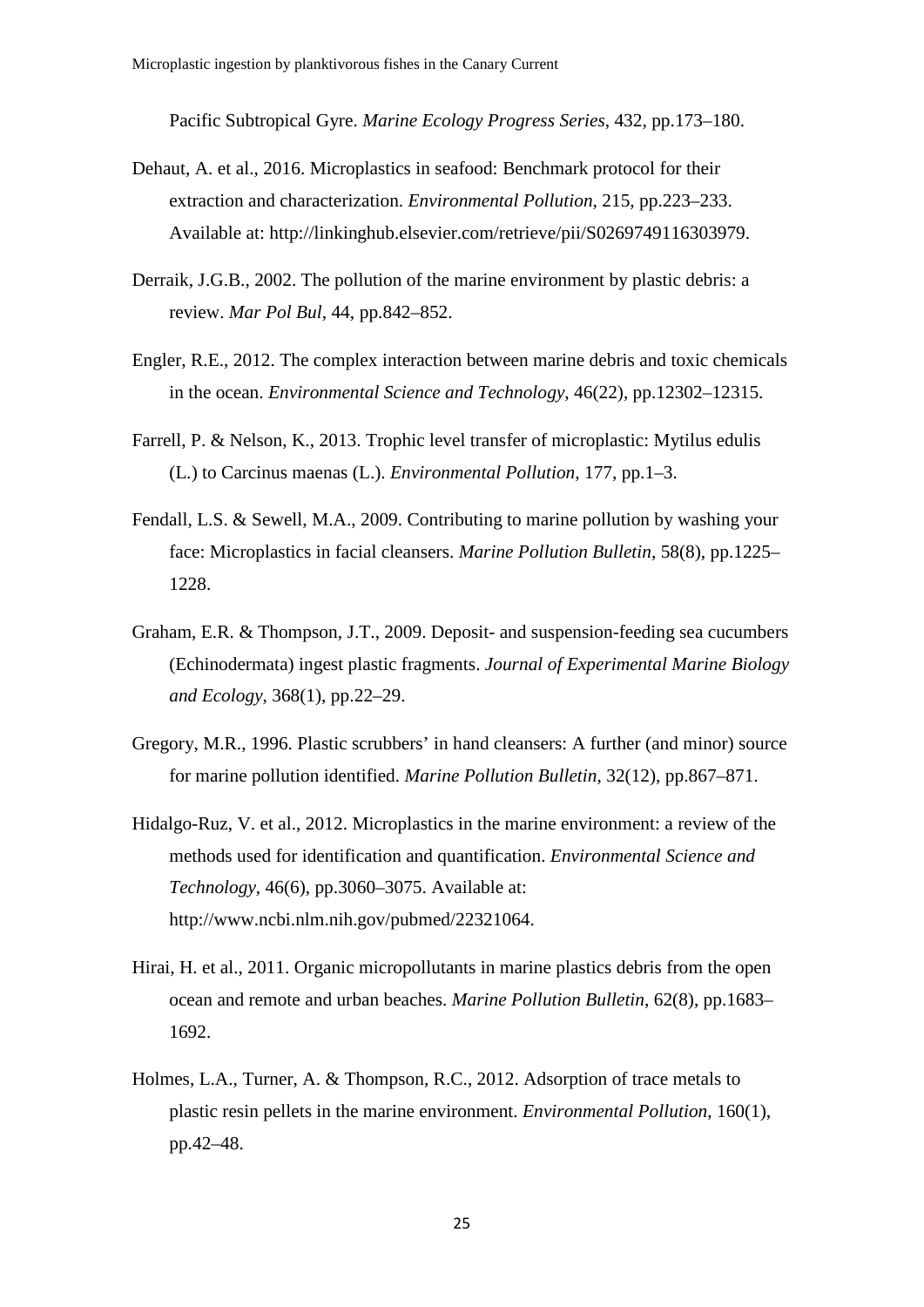Pacific Subtropical Gyre. *Marine Ecology Progress Series*, 432, pp.173–180.

Dehaut, A. et al., 2016. Microplastics in seafood: Benchmark protocol for their extraction and characterization. *Environmental Pollution*, 215, pp.223–233. Available at: http://linkinghub.elsevier.com/retrieve/pii/S0269749116303979.

Derraik, J.G.B., 2002. The pollution of the marine environment by plastic debris: a review. *Mar Pol Bul*, 44, pp.842–852.

Engler, R.E., 2012. The complex interaction between marine debris and toxic chemicals in the ocean. *Environmental Science and Technology*, 46(22), pp.12302–12315.

Farrell, P. & Nelson, K., 2013. Trophic level transfer of microplastic: Mytilus edulis (L.) to Carcinus maenas (L.). *Environmental Pollution*, 177, pp.1–3.

Fendall, L.S. & Sewell, M.A., 2009. Contributing to marine pollution by washing your face: Microplastics in facial cleansers. *Marine Pollution Bulletin*, 58(8), pp.1225–1228.

Graham, E.R. & Thompson, J.T., 2009. Deposit- and suspension-feeding sea cucumbers (Echinodermata) ingest plastic fragments. *Journal of Experimental Marine Biology and Ecology*, 368(1), pp.22–29.

Gregory, M.R., 1996. Plastic scrubbers' in hand cleansers: A further (and minor) source for marine pollution identified. *Marine Pollution Bulletin*, 32(12), pp.867–871.

Hidalgo-Ruz, V. et al., 2012. Microplastics in the marine environment: a review of the methods used for identification and quantification. *Environmental Science and Technology*, 46(6), pp.3060–3075. Available at: http://www.ncbi.nlm.nih.gov/pubmed/22321064.

Hirai, H. et al., 2011. Organic micropollutants in marine plastics debris from the open ocean and remote and urban beaches. *Marine Pollution Bulletin*, 62(8), pp.1683–1692.

Holmes, L.A., Turner, A. & Thompson, R.C., 2012. Adsorption of trace metals to plastic resin pellets in the marine environment. *Environmental Pollution*, 160(1), pp.42–48.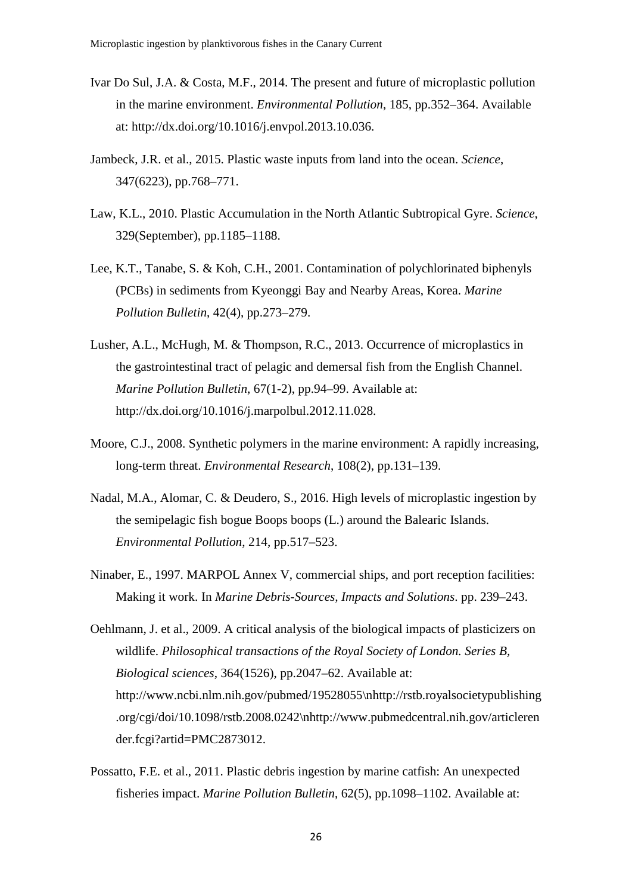Ivar Do Sul, J.A. & Costa, M.F., 2014. The present and future of microplastic pollution in the marine environment. *Environmental Pollution*, 185, pp.352–364. Available at: http://dx.doi.org/10.1016/j.envpol.2013.10.036.

Jambeck, J.R. et al., 2015. Plastic waste inputs from land into the ocean. *Science*, 347(6223), pp.768–771.

Law, K.L., 2010. Plastic Accumulation in the North Atlantic Subtropical Gyre. *Science*, 329(September), pp.1185–1188.

Lee, K.T., Tanabe, S. & Koh, C.H., 2001. Contamination of polychlorinated biphenyls (PCBs) in sediments from Kyeonggi Bay and Nearby Areas, Korea. *Marine Pollution Bulletin*, 42(4), pp.273–279.

Lusher, A.L., McHugh, M. & Thompson, R.C., 2013. Occurrence of microplastics in the gastrointestinal tract of pelagic and demersal fish from the English Channel. *Marine Pollution Bulletin*, 67(1-2), pp.94–99. Available at: http://dx.doi.org/10.1016/j.marpolbul.2012.11.028.

Moore, C.J., 2008. Synthetic polymers in the marine environment: A rapidly increasing, long-term threat. *Environmental Research*, 108(2), pp.131–139.

Nadal, M.A., Alomar, C. & Deudero, S., 2016. High levels of microplastic ingestion by the semipelagic fish bogue Boops boops (L.) around the Balearic Islands. *Environmental Pollution*, 214, pp.517–523.

Ninaber, E., 1997. MARPOL Annex V, commercial ships, and port reception facilities: Making it work. In *Marine Debris-Sources, Impacts and Solutions*. pp. 239–243.

Oehlmann, J. et al., 2009. A critical analysis of the biological impacts of plasticizers on wildlife. *Philosophical transactions of the Royal Society of London. Series B, Biological sciences*, 364(1526), pp.2047–62. Available at: http://www.ncbi.nlm.nih.gov/pubmed/19528055\nhttp://rstb.royalsocietypublishing.org/cgi/doi/10.1098/rstb.2008.0242\nhttp://www.pubmedcentral.nih.gov/articlerender.fcgi?artid=PMC2873012.

Possatto, F.E. et al., 2011. Plastic debris ingestion by marine catfish: An unexpected fisheries impact. *Marine Pollution Bulletin*, 62(5), pp.1098–1102. Available at: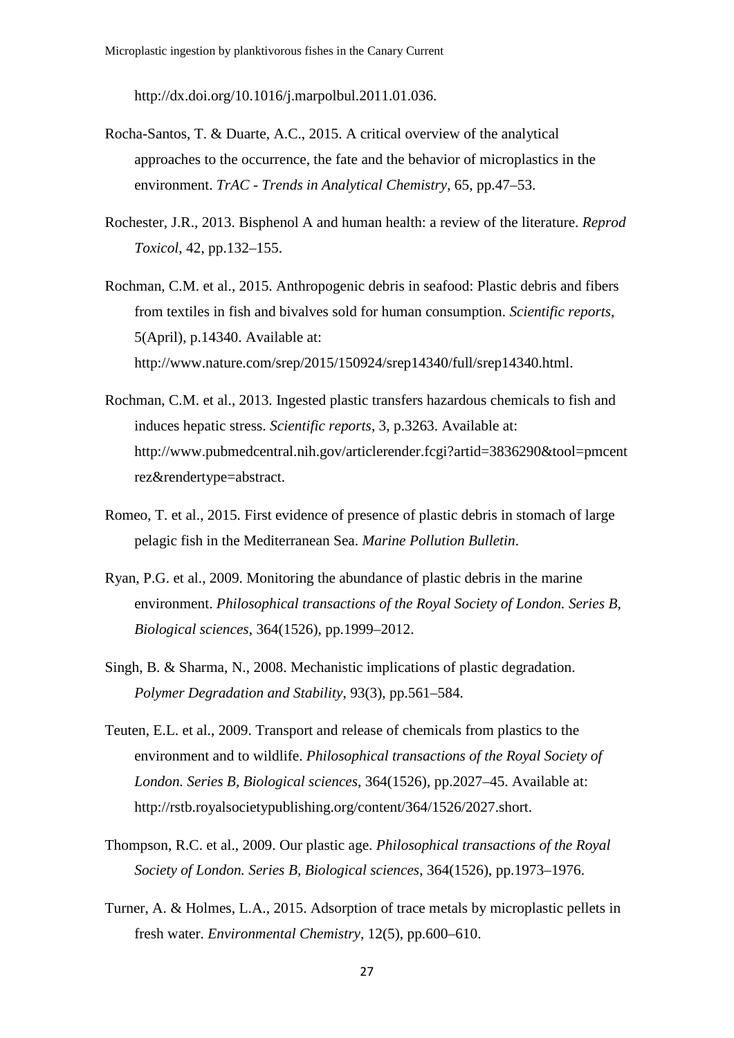http://dx.doi.org/10.1016/j.marpolbul.2011.01.036.

Rocha-Santos, T. & Duarte, A.C., 2015. A critical overview of the analytical approaches to the occurrence, the fate and the behavior of microplastics in the environment. *TrAC - Trends in Analytical Chemistry*, 65, pp.47–53.

Rochester, J.R., 2013. Bisphenol A and human health: a review of the literature. *Reprod Toxicol*, 42, pp.132–155.

Rochman, C.M. et al., 2015. Anthropogenic debris in seafood: Plastic debris and fibers from textiles in fish and bivalves sold for human consumption. *Scientific reports*, 5(April), p.14340. Available at: http://www.nature.com/srep/2015/150924/srep14340/full/srep14340.html.

Rochman, C.M. et al., 2013. Ingested plastic transfers hazardous chemicals to fish and induces hepatic stress. *Scientific reports*, 3, p.3263. Available at: http://www.pubmedcentral.nih.gov/articlerender.fcgi?artid=3836290&tool=pmcentrez&rendertype=abstract.

Romeo, T. et al., 2015. First evidence of presence of plastic debris in stomach of large pelagic fish in the Mediterranean Sea. *Marine Pollution Bulletin*.

Ryan, P.G. et al., 2009. Monitoring the abundance of plastic debris in the marine environment. *Philosophical transactions of the Royal Society of London. Series B, Biological sciences*, 364(1526), pp.1999–2012.

Singh, B. & Sharma, N., 2008. Mechanistic implications of plastic degradation. *Polymer Degradation and Stability*, 93(3), pp.561–584.

Teuten, E.L. et al., 2009. Transport and release of chemicals from plastics to the environment and to wildlife. *Philosophical transactions of the Royal Society of London. Series B, Biological sciences*, 364(1526), pp.2027–45. Available at: http://rstb.royalsocietypublishing.org/content/364/1526/2027.short.

Thompson, R.C. et al., 2009. Our plastic age. *Philosophical transactions of the Royal Society of London. Series B, Biological sciences*, 364(1526), pp.1973–1976.

Turner, A. & Holmes, L.A., 2015. Adsorption of trace metals by microplastic pellets in fresh water. *Environmental Chemistry*, 12(5), pp.600–610.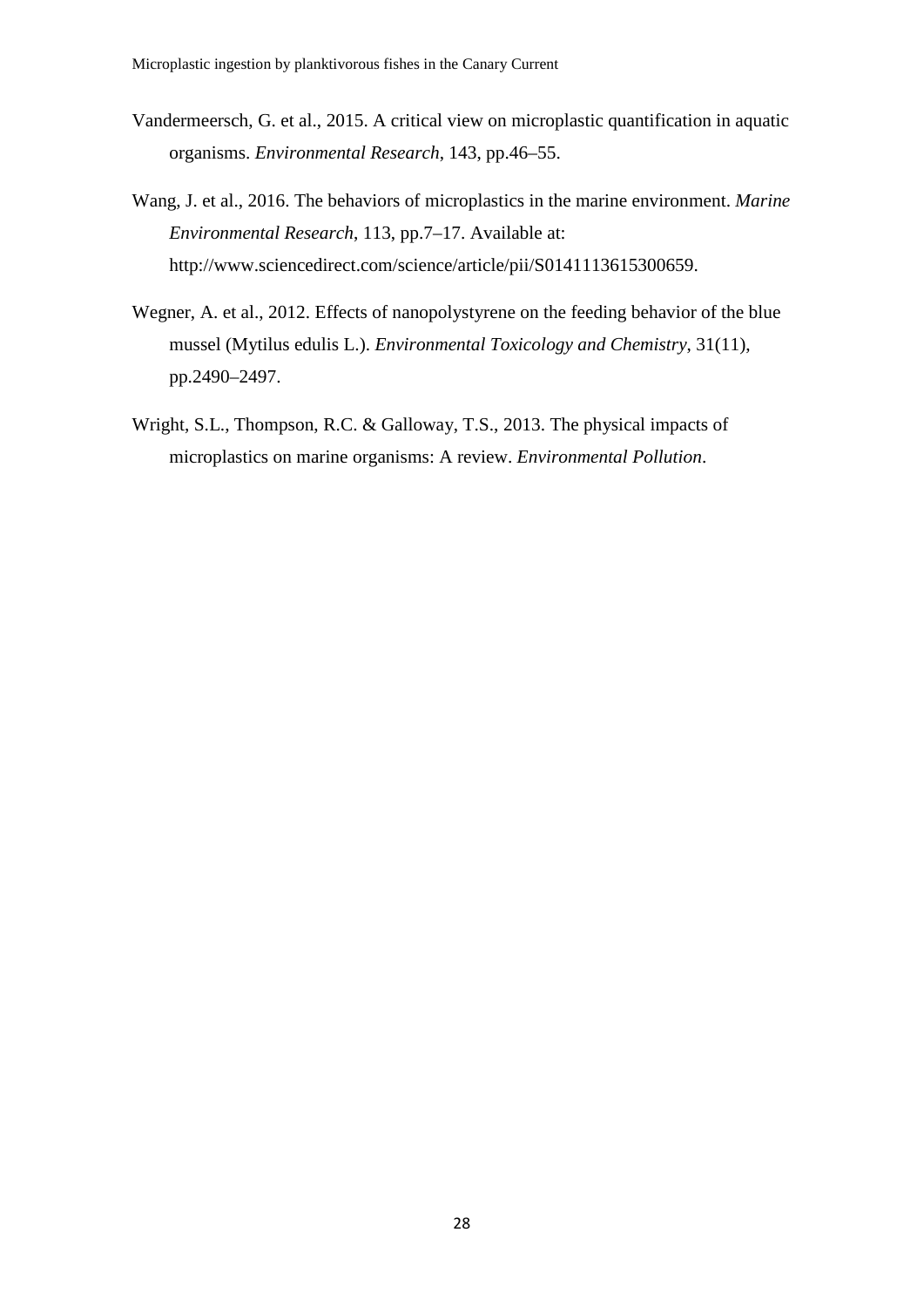Vandermeersch, G. et al., 2015. A critical view on microplastic quantification in aquatic organisms. *Environmental Research*, 143, pp.46–55.

Wang, J. et al., 2016. The behaviors of microplastics in the marine environment. *Marine Environmental Research*, 113, pp.7–17. Available at: http://www.sciencedirect.com/science/article/pii/S0141113615300659.

Wegner, A. et al., 2012. Effects of nanopolystyrene on the feeding behavior of the blue mussel (Mytilus edulis L.). *Environmental Toxicology and Chemistry*, 31(11), pp.2490–2497.

Wright, S.L., Thompson, R.C. & Galloway, T.S., 2013. The physical impacts of microplastics on marine organisms: A review. *Environmental Pollution*.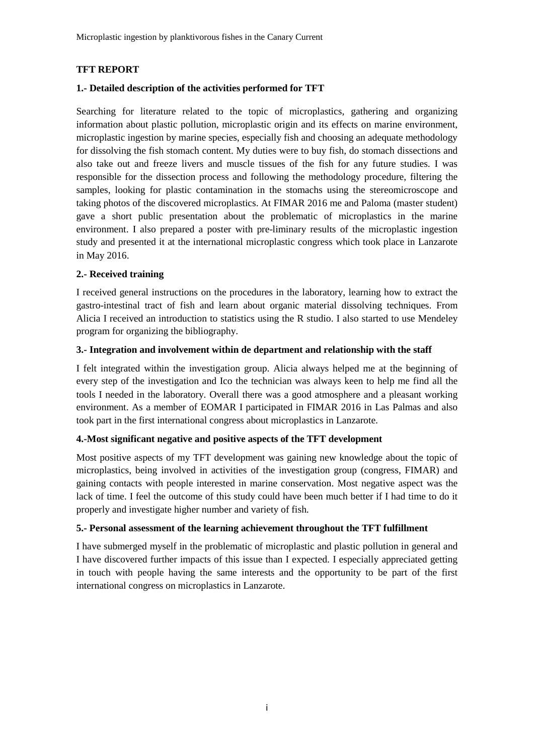**TFT REPORT**

**1.- Detailed description of the activities performed for TFT**

Searching for literature related to the topic of microplastics, gathering and organizing information about plastic pollution, microplastic origin and its effects on marine environment, microplastic ingestion by marine species, especially fish and choosing an adequate methodology for dissolving the fish stomach content. My duties were to buy fish, do stomach dissections and also take out and freeze livers and muscle tissues of the fish for any future studies. I was responsible for the dissection process and following the methodology procedure, filtering the samples, looking for plastic contamination in the stomachs using the stereomicroscope and taking photos of the discovered microplastics. At FIMAR 2016 me and Paloma (master student) gave a short public presentation about the problematic of microplastics in the marine environment. I also prepared a poster with pre-liminary results of the microplastic ingestion study and presented it at the international microplastic congress which took place in Lanzarote in May 2016.

**2.- Received training**

I received general instructions on the procedures in the laboratory, learning how to extract the gastro-intestinal tract of fish and learn about organic material dissolving techniques. From Alicia I received an introduction to statistics using the R studio. I also started to use Mendeley program for organizing the bibliography.

**3.- Integration and involvement within de department and relationship with the staff**

I felt integrated within the investigation group. Alicia always helped me at the beginning of every step of the investigation and Ico the technician was always keen to help me find all the tools I needed in the laboratory. Overall there was a good atmosphere and a pleasant working environment. As a member of EOMAR I participated in FIMAR 2016 in Las Palmas and also took part in the first international congress about microplastics in Lanzarote.

**4.-Most significant negative and positive aspects of the TFT development**

Most positive aspects of my TFT development was gaining new knowledge about the topic of microplastics, being involved in activities of the investigation group (congress, FIMAR) and gaining contacts with people interested in marine conservation. Most negative aspect was the lack of time. I feel the outcome of this study could have been much better if I had time to do it properly and investigate higher number and variety of fish.

**5.- Personal assessment of the learning achievement throughout the TFT fulfillment**

I have submerged myself in the problematic of microplastic and plastic pollution in general and I have discovered further impacts of this issue than I expected. I especially appreciated getting in touch with people having the same interests and the opportunity to be part of the first international congress on microplastics in Lanzarote.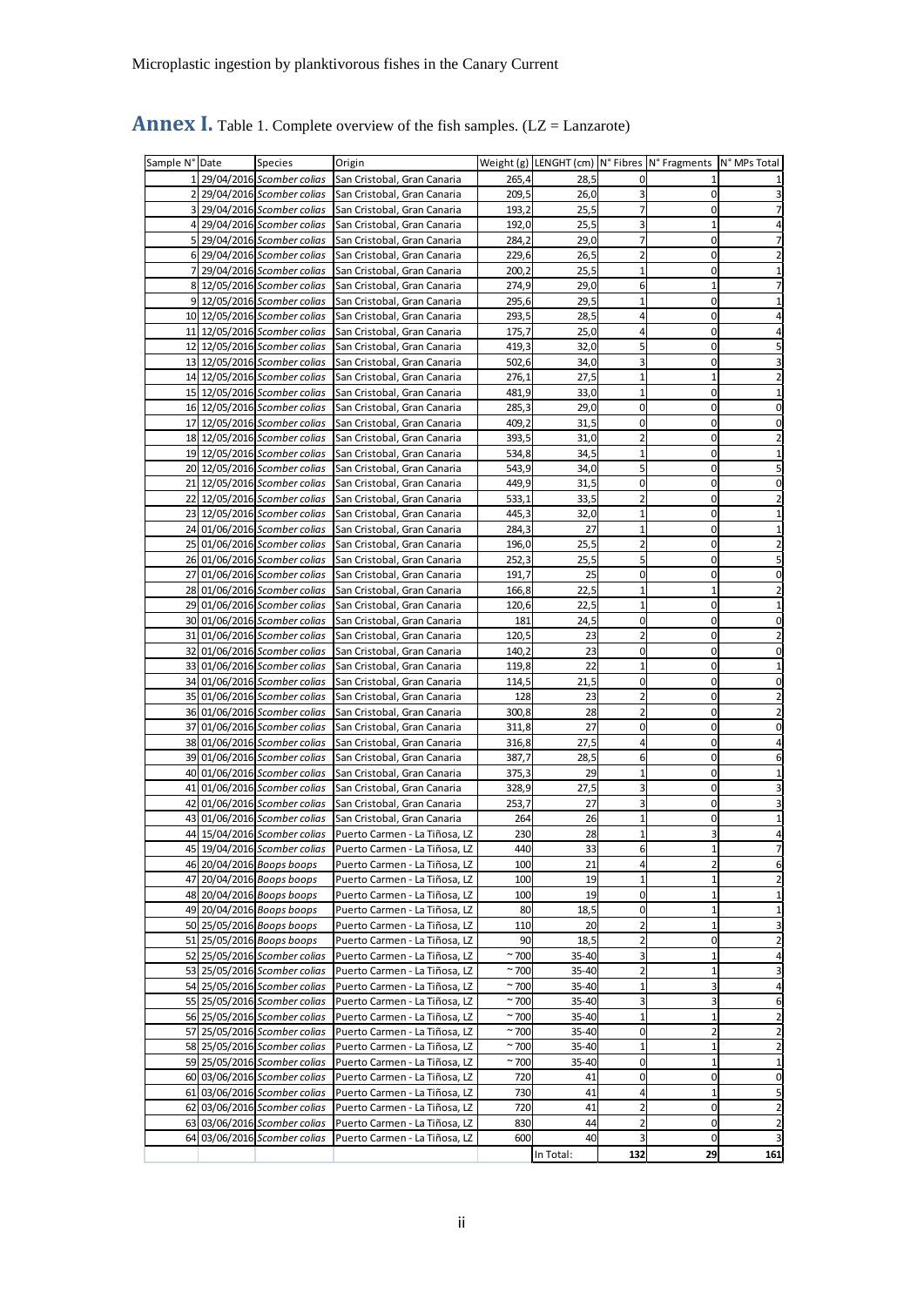**Annex I.** Table 1. Complete overview of the fish samples. (LZ = Lanzarote)

| Sample N° | Date | Species | Origin | Weight (g) | LENGHT (cm) | N° Fibres | N° Fragments | N° MPs Total |
|---|---|---|---|---|---|---|---|---|
| 1 | 29/04/2016 | *Scomber colias* | San Cristobal, Gran Canaria | 265,4 | 28,5 | 0 | 1 | 1 |
| 2 | 29/04/2016 | *Scomber colias* | San Cristobal, Gran Canaria | 209,5 | 26,0 | 3 | 0 | 3 |
| 3 | 29/04/2016 | *Scomber colias* | San Cristobal, Gran Canaria | 193,2 | 25,5 | 7 | 0 | 7 |
| 4 | 29/04/2016 | *Scomber colias* | San Cristobal, Gran Canaria | 192,0 | 25,5 | 3 | 1 | 4 |
| 5 | 29/04/2016 | *Scomber colias* | San Cristobal, Gran Canaria | 284,2 | 29,0 | 7 | 0 | 7 |
| 6 | 29/04/2016 | *Scomber colias* | San Cristobal, Gran Canaria | 229,6 | 26,5 | 2 | 0 | 2 |
| 7 | 29/04/2016 | *Scomber colias* | San Cristobal, Gran Canaria | 200,2 | 25,5 | 1 | 0 | 1 |
| 8 | 12/05/2016 | *Scomber colias* | San Cristobal, Gran Canaria | 274,9 | 29,0 | 6 | 1 | 7 |
| 9 | 12/05/2016 | *Scomber colias* | San Cristobal, Gran Canaria | 295,6 | 29,5 | 1 | 0 | 1 |
| 10 | 12/05/2016 | *Scomber colias* | San Cristobal, Gran Canaria | 293,5 | 28,5 | 4 | 0 | 4 |
| 11 | 12/05/2016 | *Scomber colias* | San Cristobal, Gran Canaria | 175,7 | 25,0 | 4 | 0 | 4 |
| 12 | 12/05/2016 | *Scomber colias* | San Cristobal, Gran Canaria | 419,3 | 32,0 | 5 | 0 | 5 |
| 13 | 12/05/2016 | *Scomber colias* | San Cristobal, Gran Canaria | 502,6 | 34,0 | 3 | 0 | 3 |
| 14 | 12/05/2016 | *Scomber colias* | San Cristobal, Gran Canaria | 276,1 | 27,5 | 1 | 1 | 2 |
| 15 | 12/05/2016 | *Scomber colias* | San Cristobal, Gran Canaria | 481,9 | 33,0 | 1 | 0 | 1 |
| 16 | 12/05/2016 | *Scomber colias* | San Cristobal, Gran Canaria | 285,3 | 29,0 | 0 | 0 | 0 |
| 17 | 12/05/2016 | *Scomber colias* | San Cristobal, Gran Canaria | 409,2 | 31,5 | 0 | 0 | 0 |
| 18 | 12/05/2016 | *Scomber colias* | San Cristobal, Gran Canaria | 393,5 | 31,0 | 2 | 0 | 2 |
| 19 | 12/05/2016 | *Scomber colias* | San Cristobal, Gran Canaria | 534,8 | 34,5 | 1 | 0 | 1 |
| 20 | 12/05/2016 | *Scomber colias* | San Cristobal, Gran Canaria | 543,9 | 34,0 | 5 | 0 | 5 |
| 21 | 12/05/2016 | *Scomber colias* | San Cristobal, Gran Canaria | 449,9 | 31,5 | 0 | 0 | 0 |
| 22 | 12/05/2016 | *Scomber colias* | San Cristobal, Gran Canaria | 533,1 | 33,5 | 2 | 0 | 2 |
| 23 | 12/05/2016 | *Scomber colias* | San Cristobal, Gran Canaria | 445,3 | 32,0 | 1 | 0 | 1 |
| 24 | 01/06/2016 | *Scomber colias* | San Cristobal, Gran Canaria | 284,3 | 27 | 1 | 0 | 1 |
| 25 | 01/06/2016 | *Scomber colias* | San Cristobal, Gran Canaria | 196,0 | 25,5 | 2 | 0 | 2 |
| 26 | 01/06/2016 | *Scomber colias* | San Cristobal, Gran Canaria | 252,3 | 25,5 | 5 | 0 | 5 |
| 27 | 01/06/2016 | *Scomber colias* | San Cristobal, Gran Canaria | 191,7 | 25 | 0 | 0 | 0 |
| 28 | 01/06/2016 | *Scomber colias* | San Cristobal, Gran Canaria | 166,8 | 22,5 | 1 | 1 | 2 |
| 29 | 01/06/2016 | *Scomber colias* | San Cristobal, Gran Canaria | 120,6 | 22,5 | 1 | 0 | 1 |
| 30 | 01/06/2016 | *Scomber colias* | San Cristobal, Gran Canaria | 181 | 24,5 | 0 | 0 | 0 |
| 31 | 01/06/2016 | *Scomber colias* | San Cristobal, Gran Canaria | 120,5 | 23 | 2 | 0 | 2 |
| 32 | 01/06/2016 | *Scomber colias* | San Cristobal, Gran Canaria | 140,2 | 23 | 0 | 0 | 0 |
| 33 | 01/06/2016 | *Scomber colias* | San Cristobal, Gran Canaria | 119,8 | 22 | 1 | 0 | 1 |
| 34 | 01/06/2016 | *Scomber colias* | San Cristobal, Gran Canaria | 114,5 | 21,5 | 0 | 0 | 0 |
| 35 | 01/06/2016 | *Scomber colias* | San Cristobal, Gran Canaria | 128 | 23 | 2 | 0 | 2 |
| 36 | 01/06/2016 | *Scomber colias* | San Cristobal, Gran Canaria | 300,8 | 28 | 2 | 0 | 2 |
| 37 | 01/06/2016 | *Scomber colias* | San Cristobal, Gran Canaria | 311,8 | 27 | 0 | 0 | 0 |
| 38 | 01/06/2016 | *Scomber colias* | San Cristobal, Gran Canaria | 316,8 | 27,5 | 4 | 0 | 4 |
| 39 | 01/06/2016 | *Scomber colias* | San Cristobal, Gran Canaria | 387,7 | 28,5 | 6 | 0 | 6 |
| 40 | 01/06/2016 | *Scomber colias* | San Cristobal, Gran Canaria | 375,3 | 29 | 1 | 0 | 1 |
| 41 | 01/06/2016 | *Scomber colias* | San Cristobal, Gran Canaria | 328,9 | 27,5 | 3 | 0 | 3 |
| 42 | 01/06/2016 | *Scomber colias* | San Cristobal, Gran Canaria | 253,7 | 27 | 3 | 0 | 3 |
| 43 | 01/06/2016 | *Scomber colias* | San Cristobal, Gran Canaria | 264 | 26 | 1 | 0 | 1 |
| 44 | 15/04/2016 | *Scomber colias* | Puerto Carmen - La Tiñosa, LZ | 230 | 28 | 1 | 3 | 4 |
| 45 | 19/04/2016 | *Scomber colias* | Puerto Carmen - La Tiñosa, LZ | 440 | 33 | 6 | 1 | 7 |
| 46 | 20/04/2016 | *Boops boops* | Puerto Carmen - La Tiñosa, LZ | 100 | 21 | 4 | 2 | 6 |
| 47 | 20/04/2016 | *Boops boops* | Puerto Carmen - La Tiñosa, LZ | 100 | 19 | 1 | 1 | 2 |
| 48 | 20/04/2016 | *Boops boops* | Puerto Carmen - La Tiñosa, LZ | 100 | 19 | 0 | 1 | 1 |
| 49 | 20/04/2016 | *Boops boops* | Puerto Carmen - La Tiñosa, LZ | 80 | 18,5 | 0 | 1 | 1 |
| 50 | 25/05/2016 | *Boops boops* | Puerto Carmen - La Tiñosa, LZ | 110 | 20 | 2 | 1 | 3 |
| 51 | 25/05/2016 | *Boops boops* | Puerto Carmen - La Tiñosa, LZ | 90 | 18,5 | 2 | 0 | 2 |
| 52 | 25/05/2016 | *Scomber colias* | Puerto Carmen - La Tiñosa, LZ | ~ 700 | 35-40 | 3 | 1 | 4 |
| 53 | 25/05/2016 | *Scomber colias* | Puerto Carmen - La Tiñosa, LZ | ~ 700 | 35-40 | 2 | 1 | 3 |
| 54 | 25/05/2016 | *Scomber colias* | Puerto Carmen - La Tiñosa, LZ | ~ 700 | 35-40 | 1 | 3 | 4 |
| 55 | 25/05/2016 | *Scomber colias* | Puerto Carmen - La Tiñosa, LZ | ~ 700 | 35-40 | 3 | 3 | 6 |
| 56 | 25/05/2016 | *Scomber colias* | Puerto Carmen - La Tiñosa, LZ | ~ 700 | 35-40 | 1 | 1 | 2 |
| 57 | 25/05/2016 | *Scomber colias* | Puerto Carmen - La Tiñosa, LZ | ~ 700 | 35-40 | 0 | 2 | 2 |
| 58 | 25/05/2016 | *Scomber colias* | Puerto Carmen - La Tiñosa, LZ | ~ 700 | 35-40 | 1 | 1 | 2 |
| 59 | 25/05/2016 | *Scomber colias* | Puerto Carmen - La Tiñosa, LZ | ~ 700 | 35-40 | 0 | 1 | 1 |
| 60 | 03/06/2016 | *Scomber colias* | Puerto Carmen - La Tiñosa, LZ | 720 | 41 | 0 | 0 | 0 |
| 61 | 03/06/2016 | *Scomber colias* | Puerto Carmen - La Tiñosa, LZ | 730 | 41 | 4 | 1 | 5 |
| 62 | 03/06/2016 | *Scomber colias* | Puerto Carmen - La Tiñosa, LZ | 720 | 41 | 2 | 0 | 2 |
| 63 | 03/06/2016 | *Scomber colias* | Puerto Carmen - La Tiñosa, LZ | 830 | 44 | 2 | 0 | 2 |
| 64 | 03/06/2016 | *Scomber colias* | Puerto Carmen - La Tiñosa, LZ | 600 | 40 | 3 | 0 | 3 |
| | | | | | In Total: | 132 | 29 | 161 |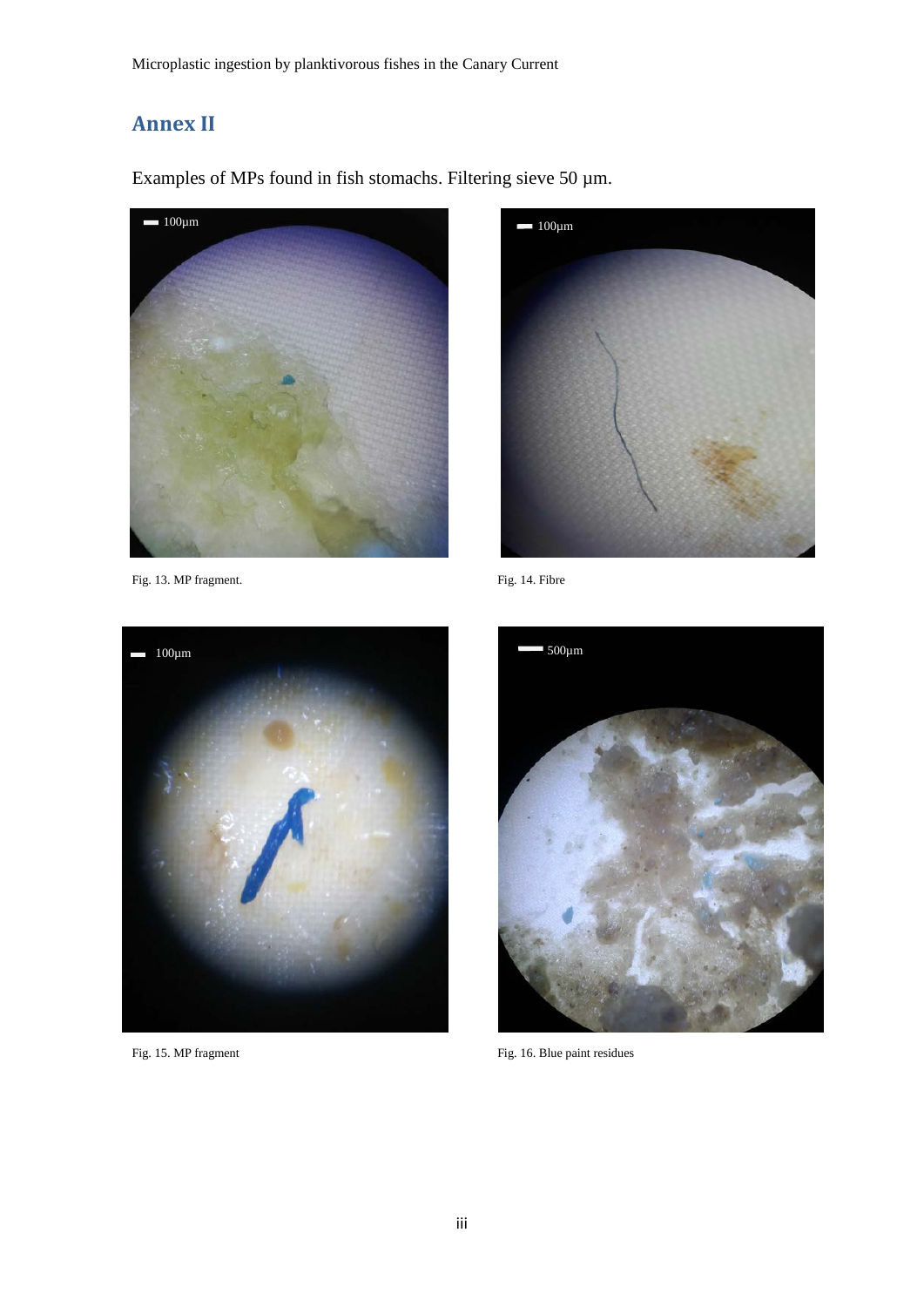## Annex II

Examples of MPs found in fish stomachs. Filtering sieve 50 µm.

Fig. 13. MP fragment.

Fig. 14. Fibre

Fig. 15. MP fragment

Fig. 16. Blue paint residues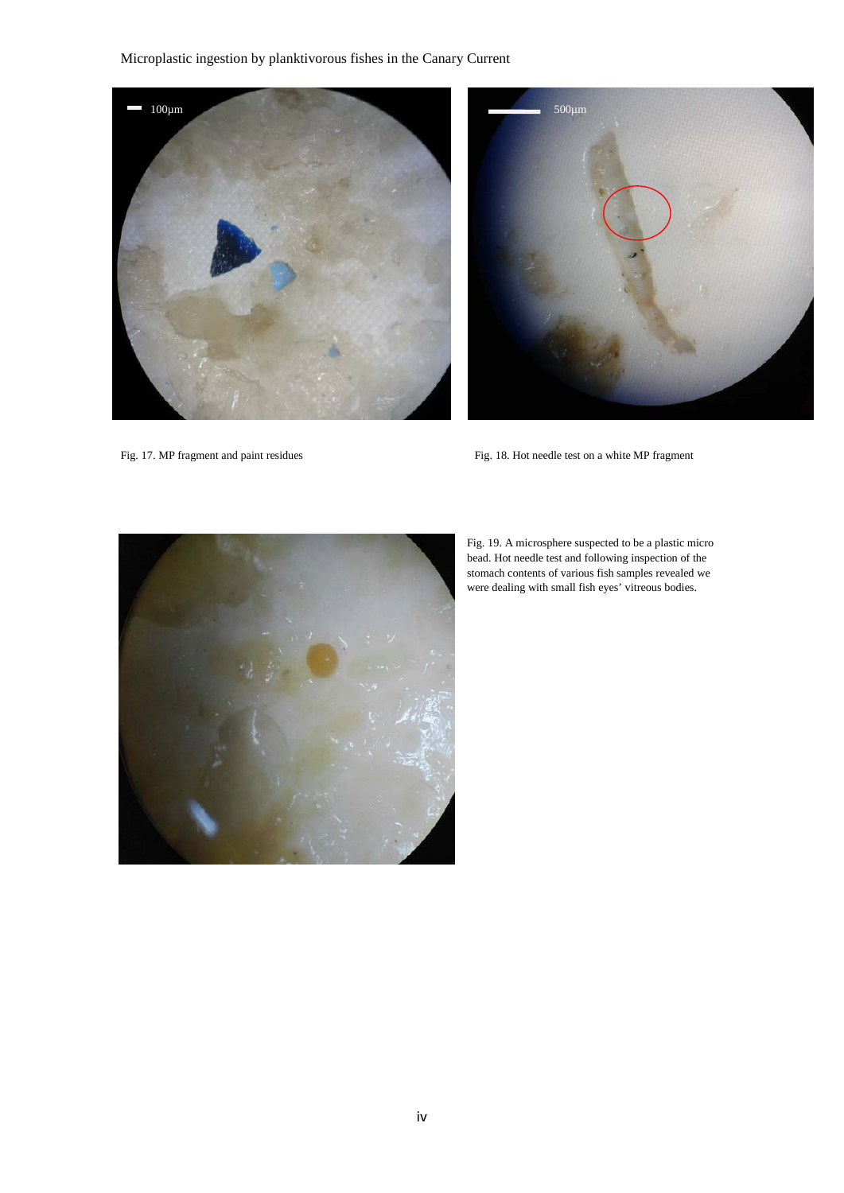Fig. 17. MP fragment and paint residues

Fig. 18. Hot needle test on a white MP fragment

Fig. 19. A microsphere suspected to be a plastic micro bead. Hot needle test and following inspection of the stomach contents of various fish samples revealed we were dealing with small fish eyes' vitreous bodies.